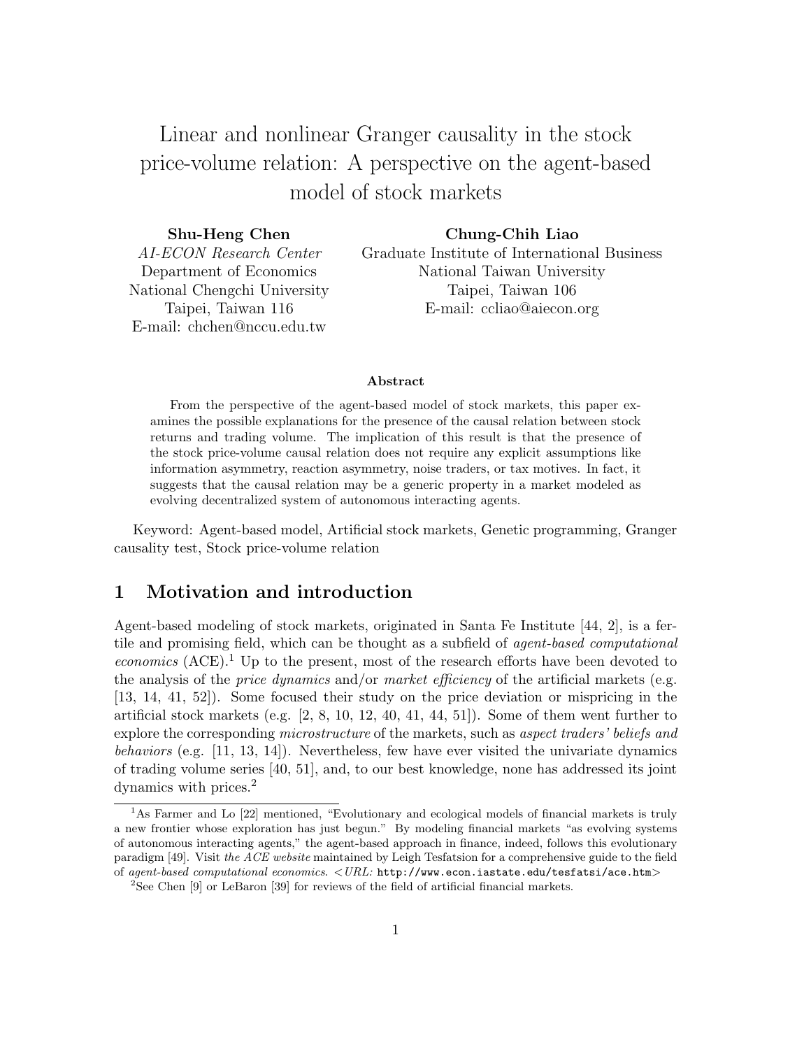# Linear and nonlinear Granger causality in the stock price-volume relation: A perspective on the agent-based model of stock markets

**Shu-Heng Chen**
*AI-ECON Research Center*
Department of Economics
National Chengchi University
Taipei, Taiwan 116
E-mail: chchen@nccu.edu.tw

**Chung-Chih Liao**
Graduate Institute of International Business
National Taiwan University
Taipei, Taiwan 106
E-mail: ccliao@aiecon.org

**Abstract**

From the perspective of the agent-based model of stock markets, this paper examines the possible explanations for the presence of the causal relation between stock returns and trading volume. The implication of this result is that the presence of the stock price-volume causal relation does not require any explicit assumptions like information asymmetry, reaction asymmetry, noise traders, or tax motives. In fact, it suggests that the causal relation may be a generic property in a market modeled as evolving decentralized system of autonomous interacting agents.

Keyword: Agent-based model, Artificial stock markets, Genetic programming, Granger causality test, Stock price-volume relation

## 1 Motivation and introduction

Agent-based modeling of stock markets, originated in Santa Fe Institute [44, 2], is a fertile and promising field, which can be thought as a subfield of *agent-based computational economics* (ACE).[1] Up to the present, most of the research efforts have been devoted to the analysis of the *price dynamics* and/or *market efficiency* of the artificial markets (e.g. [13, 14, 41, 52]). Some focused their study on the price deviation or mispricing in the artificial stock markets (e.g. [2, 8, 10, 12, 40, 41, 44, 51]). Some of them went further to explore the corresponding *microstructure* of the markets, such as *aspect traders' beliefs and behaviors* (e.g. [11, 13, 14]). Nevertheless, few have ever visited the univariate dynamics of trading volume series [40, 51], and, to our best knowledge, none has addressed its joint dynamics with prices.[2]

[1] As Farmer and Lo [22] mentioned, "Evolutionary and ecological models of financial markets is truly a new frontier whose exploration has just begun." By modeling financial markets "as evolving systems of autonomous interacting agents," the agent-based approach in finance, indeed, follows this evolutionary paradigm [49]. Visit *the ACE website* maintained by Leigh Tesfatsion for a comprehensive guide to the field of *agent-based computational economics*. <*URL:* http://www.econ.iastate.edu/tesfatsi/ace.htm>

[2] See Chen [9] or LeBaron [39] for reviews of the field of artificial financial markets.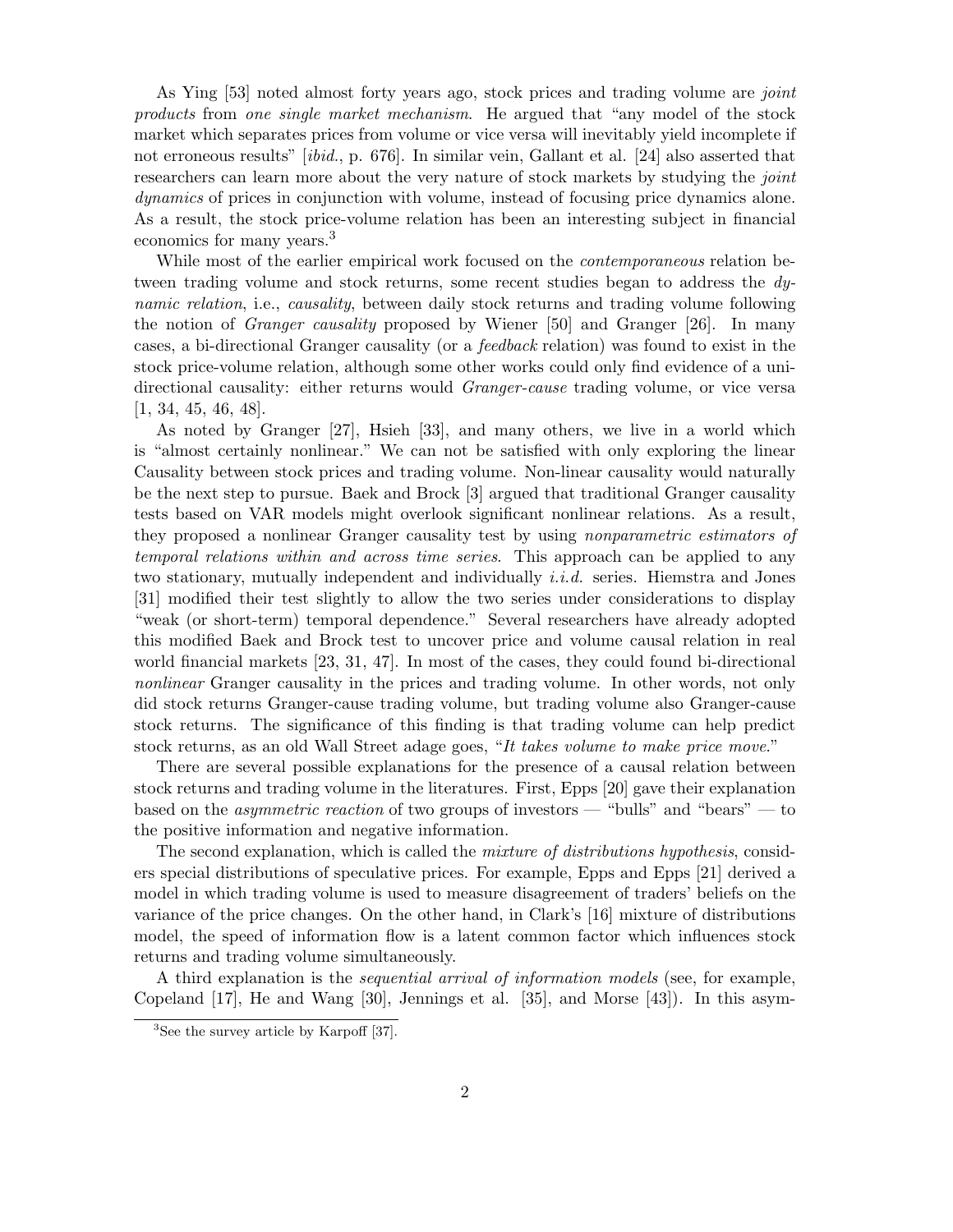As Ying [53] noted almost forty years ago, stock prices and trading volume are *joint products* from *one single market mechanism*. He argued that "any model of the stock market which separates prices from volume or vice versa will inevitably yield incomplete if not erroneous results" [*ibid.*, p. 676]. In similar vein, Gallant et al. [24] also asserted that researchers can learn more about the very nature of stock markets by studying the *joint dynamics* of prices in conjunction with volume, instead of focusing price dynamics alone. As a result, the stock price-volume relation has been an interesting subject in financial economics for many years.[3]

While most of the earlier empirical work focused on the *contemporaneous* relation between trading volume and stock returns, some recent studies began to address the *dynamic relation*, i.e., *causality*, between daily stock returns and trading volume following the notion of *Granger causality* proposed by Wiener [50] and Granger [26]. In many cases, a bi-directional Granger causality (or a *feedback* relation) was found to exist in the stock price-volume relation, although some other works could only find evidence of a uni-directional causality: either returns would *Granger-cause* trading volume, or vice versa [1, 34, 45, 46, 48].

As noted by Granger [27], Hsieh [33], and many others, we live in a world which is "almost certainly nonlinear." We can not be satisfied with only exploring the linear Causality between stock prices and trading volume. Non-linear causality would naturally be the next step to pursue. Baek and Brock [3] argued that traditional Granger causality tests based on VAR models might overlook significant nonlinear relations. As a result, they proposed a nonlinear Granger causality test by using *nonparametric estimators of temporal relations within and across time series*. This approach can be applied to any two stationary, mutually independent and individually *i.i.d.* series. Hiemstra and Jones [31] modified their test slightly to allow the two series under considerations to display "weak (or short-term) temporal dependence." Several researchers have already adopted this modified Baek and Brock test to uncover price and volume causal relation in real world financial markets [23, 31, 47]. In most of the cases, they could found bi-directional *nonlinear* Granger causality in the prices and trading volume. In other words, not only did stock returns Granger-cause trading volume, but trading volume also Granger-cause stock returns. The significance of this finding is that trading volume can help predict stock returns, as an old Wall Street adage goes, "*It takes volume to make price move.*"

There are several possible explanations for the presence of a causal relation between stock returns and trading volume in the literatures. First, Epps [20] gave their explanation based on the *asymmetric reaction* of two groups of investors — "bulls" and "bears" — to the positive information and negative information.

The second explanation, which is called the *mixture of distributions hypothesis*, considers special distributions of speculative prices. For example, Epps and Epps [21] derived a model in which trading volume is used to measure disagreement of traders' beliefs on the variance of the price changes. On the other hand, in Clark's [16] mixture of distributions model, the speed of information flow is a latent common factor which influences stock returns and trading volume simultaneously.

A third explanation is the *sequential arrival of information models* (see, for example, Copeland [17], He and Wang [30], Jennings et al. [35], and Morse [43]). In this asym-

[3] See the survey article by Karpoff [37].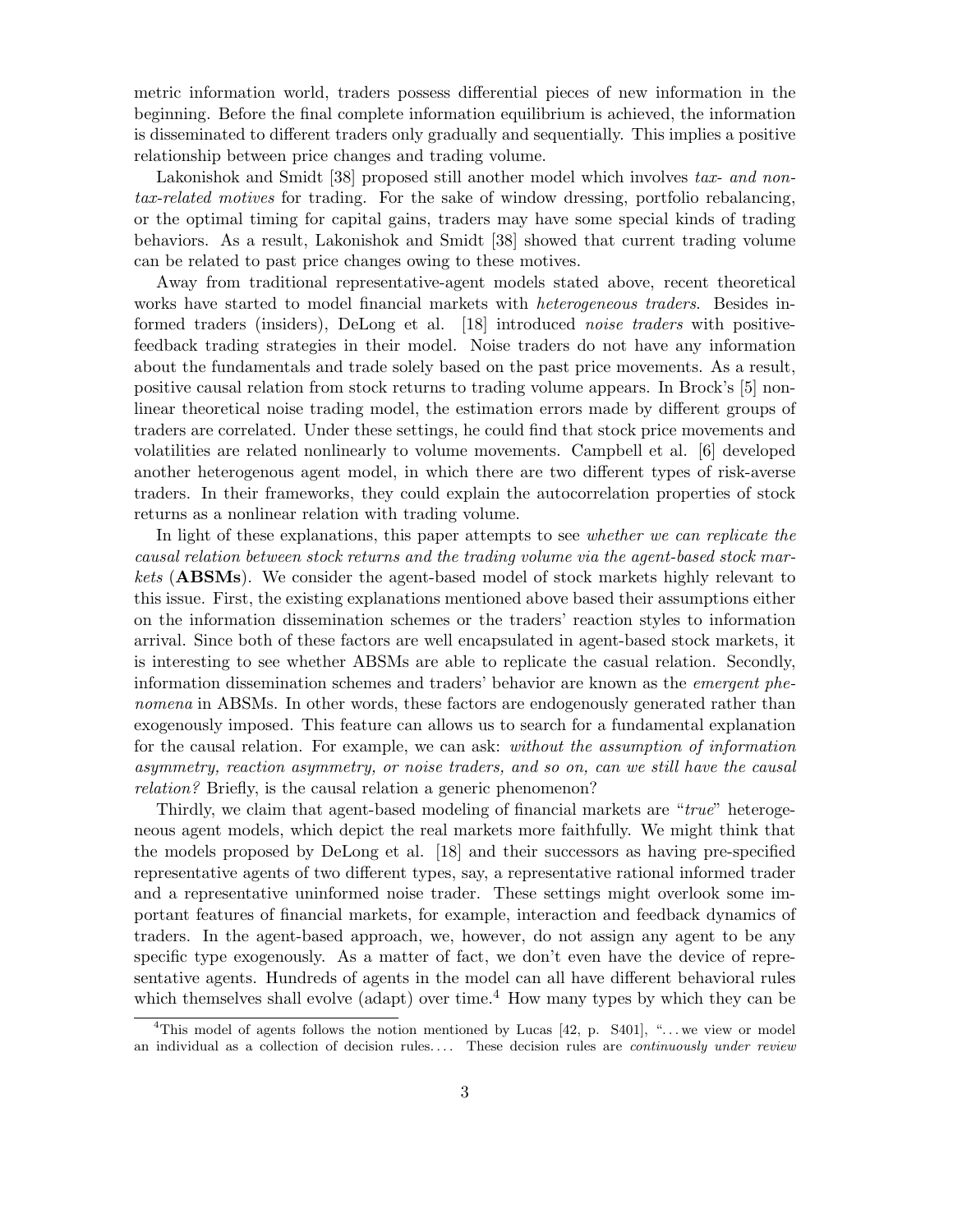metric information world, traders possess differential pieces of new information in the beginning. Before the final complete information equilibrium is achieved, the information is disseminated to different traders only gradually and sequentially. This implies a positive relationship between price changes and trading volume.

Lakonishok and Smidt [38] proposed still another model which involves *tax- and non-tax-related motives* for trading. For the sake of window dressing, portfolio rebalancing, or the optimal timing for capital gains, traders may have some special kinds of trading behaviors. As a result, Lakonishok and Smidt [38] showed that current trading volume can be related to past price changes owing to these motives.

Away from traditional representative-agent models stated above, recent theoretical works have started to model financial markets with *heterogeneous traders*. Besides informed traders (insiders), DeLong et al. [18] introduced *noise traders* with positive-feedback trading strategies in their model. Noise traders do not have any information about the fundamentals and trade solely based on the past price movements. As a result, positive causal relation from stock returns to trading volume appears. In Brock's [5] nonlinear theoretical noise trading model, the estimation errors made by different groups of traders are correlated. Under these settings, he could find that stock price movements and volatilities are related nonlinearly to volume movements. Campbell et al. [6] developed another heterogenous agent model, in which there are two different types of risk-averse traders. In their frameworks, they could explain the autocorrelation properties of stock returns as a nonlinear relation with trading volume.

In light of these explanations, this paper attempts to see *whether we can replicate the causal relation between stock returns and the trading volume via the agent-based stock markets* (**ABSMs**). We consider the agent-based model of stock markets highly relevant to this issue. First, the existing explanations mentioned above based their assumptions either on the information dissemination schemes or the traders' reaction styles to information arrival. Since both of these factors are well encapsulated in agent-based stock markets, it is interesting to see whether ABSMs are able to replicate the casual relation. Secondly, information dissemination schemes and traders' behavior are known as the *emergent phenomena* in ABSMs. In other words, these factors are endogenously generated rather than exogenously imposed. This feature can allows us to search for a fundamental explanation for the causal relation. For example, we can ask: *without the assumption of information asymmetry, reaction asymmetry, or noise traders, and so on, can we still have the causal relation?* Briefly, is the causal relation a generic phenomenon?

Thirdly, we claim that agent-based modeling of financial markets are "*true*" heterogeneous agent models, which depict the real markets more faithfully. We might think that the models proposed by DeLong et al. [18] and their successors as having pre-specified representative agents of two different types, say, a representative rational informed trader and a representative uninformed noise trader. These settings might overlook some important features of financial markets, for example, interaction and feedback dynamics of traders. In the agent-based approach, we, however, do not assign any agent to be any specific type exogenously. As a matter of fact, we don't even have the device of representative agents. Hundreds of agents in the model can all have different behavioral rules which themselves shall evolve (adapt) over time.[4] How many types by which they can be

[4]This model of agents follows the notion mentioned by Lucas [42, p. S401], "...we view or model an individual as a collection of decision rules.... These decision rules are *continuously under review*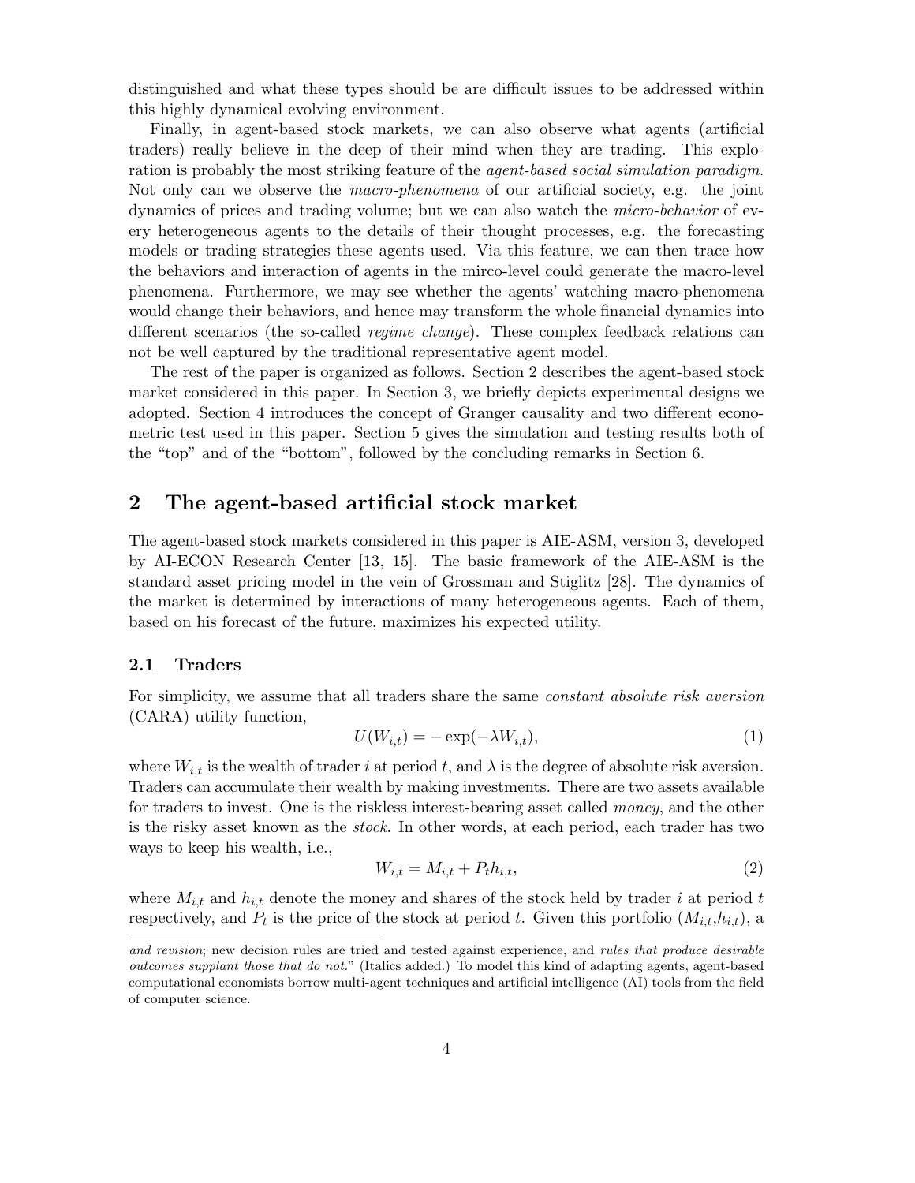distinguished and what these types should be are difficult issues to be addressed within this highly dynamical evolving environment.

Finally, in agent-based stock markets, we can also observe what agents (artificial traders) really believe in the deep of their mind when they are trading. This exploration is probably the most striking feature of the *agent-based social simulation paradigm*. Not only can we observe the *macro-phenomena* of our artificial society, e.g. the joint dynamics of prices and trading volume; but we can also watch the *micro-behavior* of every heterogeneous agents to the details of their thought processes, e.g. the forecasting models or trading strategies these agents used. Via this feature, we can then trace how the behaviors and interaction of agents in the mirco-level could generate the macro-level phenomena. Furthermore, we may see whether the agents' watching macro-phenomena would change their behaviors, and hence may transform the whole financial dynamics into different scenarios (the so-called *regime change*). These complex feedback relations can not be well captured by the traditional representative agent model.

The rest of the paper is organized as follows. Section 2 describes the agent-based stock market considered in this paper. In Section 3, we briefly depicts experimental designs we adopted. Section 4 introduces the concept of Granger causality and two different econometric test used in this paper. Section 5 gives the simulation and testing results both of the "top" and of the "bottom", followed by the concluding remarks in Section 6.

## 2 The agent-based artificial stock market

The agent-based stock markets considered in this paper is AIE-ASM, version 3, developed by AI-ECON Research Center [13, 15]. The basic framework of the AIE-ASM is the standard asset pricing model in the vein of Grossman and Stiglitz [28]. The dynamics of the market is determined by interactions of many heterogeneous agents. Each of them, based on his forecast of the future, maximizes his expected utility.

### 2.1 Traders

For simplicity, we assume that all traders share the same *constant absolute risk aversion* (CARA) utility function,

$$U(W_{i,t}) = -\exp(-\lambda W_{i,t}), \tag{1}$$

where $W_{i,t}$ is the wealth of trader $i$ at period $t$, and $\lambda$ is the degree of absolute risk aversion. Traders can accumulate their wealth by making investments. There are two assets available for traders to invest. One is the riskless interest-bearing asset called *money*, and the other is the risky asset known as the *stock*. In other words, at each period, each trader has two ways to keep his wealth, i.e.,

$$W_{i,t} = M_{i,t} + P_t h_{i,t}, \tag{2}$$

where $M_{i,t}$ and $h_{i,t}$ denote the money and shares of the stock held by trader $i$ at period $t$ respectively, and $P_t$ is the price of the stock at period $t$. Given this portfolio ($M_{i,t}$,$h_{i,t}$), a

and revision; new decision rules are tried and tested against experience, and *rules that produce desirable outcomes supplant those that do not*." (Italics added.) To model this kind of adapting agents, agent-based computational economists borrow multi-agent techniques and artificial intelligence (AI) tools from the field of computer science.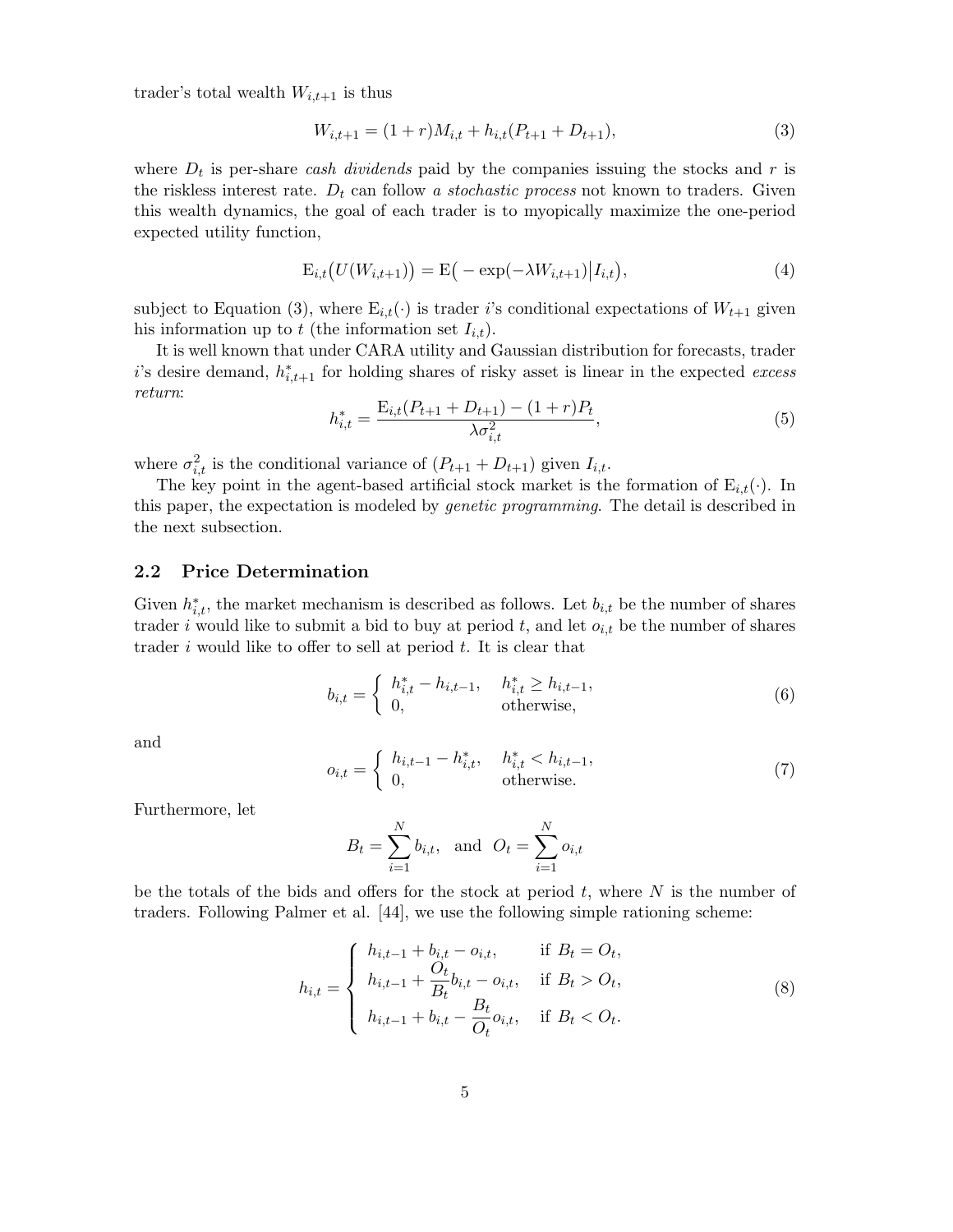trader's total wealth $W_{i,t+1}$ is thus

$$W_{i,t+1} = (1+r)M_{i,t} + h_{i,t}(P_{t+1} + D_{t+1}), \tag{3}$$

where $D_t$ is per-share *cash dividends* paid by the companies issuing the stocks and $r$ is the riskless interest rate. $D_t$ can follow *a stochastic process* not known to traders. Given this wealth dynamics, the goal of each trader is to myopically maximize the one-period expected utility function,

$$\mathrm{E}_{i,t}\big(U(W_{i,t+1})\big) = \mathrm{E}\big(-\exp(-\lambda W_{i,t+1})\big|I_{i,t}\big), \tag{4}$$

subject to Equation (3), where $\mathrm{E}_{i,t}(\cdot)$ is trader $i$'s conditional expectations of $W_{t+1}$ given his information up to $t$ (the information set $I_{i,t}$).

It is well known that under CARA utility and Gaussian distribution for forecasts, trader $i$'s desire demand, $h^*_{i,t+1}$ for holding shares of risky asset is linear in the expected *excess return*:

$$h^*_{i,t} = \frac{\mathrm{E}_{i,t}(P_{t+1} + D_{t+1}) - (1+r)P_t}{\lambda \sigma^2_{i,t}}, \tag{5}$$

where $\sigma^2_{i,t}$ is the conditional variance of $(P_{t+1} + D_{t+1})$ given $I_{i,t}$.

The key point in the agent-based artificial stock market is the formation of $\mathrm{E}_{i,t}(\cdot)$. In this paper, the expectation is modeled by *genetic programming*. The detail is described in the next subsection.

## 2.2 Price Determination

Given $h^*_{i,t}$, the market mechanism is described as follows. Let $b_{i,t}$ be the number of shares trader $i$ would like to submit a bid to buy at period $t$, and let $o_{i,t}$ be the number of shares trader $i$ would like to offer to sell at period $t$. It is clear that

$$b_{i,t} = \begin{cases} h^*_{i,t} - h_{i,t-1}, & h^*_{i,t} \geq h_{i,t-1}, \\ 0, & \text{otherwise}, \end{cases} \tag{6}$$

and

$$o_{i,t} = \begin{cases} h_{i,t-1} - h^*_{i,t}, & h^*_{i,t} < h_{i,t-1}, \\ 0, & \text{otherwise}. \end{cases} \tag{7}$$

Furthermore, let

$$B_t = \sum_{i=1}^{N} b_{i,t}, \quad \text{and} \quad O_t = \sum_{i=1}^{N} o_{i,t}$$

be the totals of the bids and offers for the stock at period $t$, where $N$ is the number of traders. Following Palmer et al. [44], we use the following simple rationing scheme:

$$h_{i,t} = \begin{cases} h_{i,t-1} + b_{i,t} - o_{i,t}, & \text{if } B_t = O_t, \\ h_{i,t-1} + \dfrac{O_t}{B_t} b_{i,t} - o_{i,t}, & \text{if } B_t > O_t, \\ h_{i,t-1} + b_{i,t} - \dfrac{B_t}{O_t} o_{i,t}, & \text{if } B_t < O_t. \end{cases} \tag{8}$$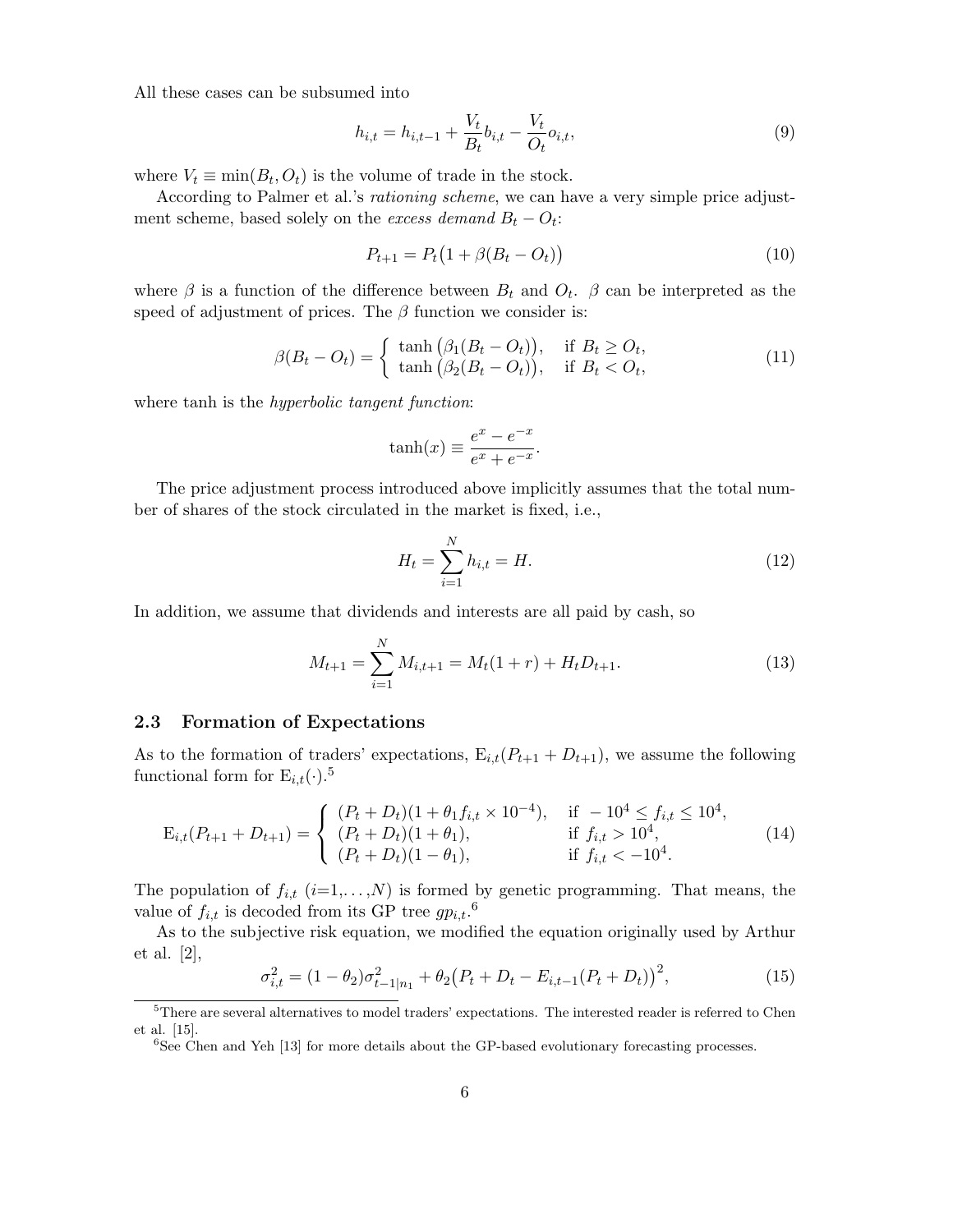All these cases can be subsumed into

$$h_{i,t} = h_{i,t-1} + \frac{V_t}{B_t} b_{i,t} - \frac{V_t}{O_t} o_{i,t}, \tag{9}$$

where $V_t \equiv \min(B_t, O_t)$ is the volume of trade in the stock.

According to Palmer et al.'s *rationing scheme*, we can have a very simple price adjustment scheme, based solely on the *excess demand* $B_t - O_t$:

$$P_{t+1} = P_t\big(1 + \beta(B_t - O_t)\big) \tag{10}$$

where $\beta$ is a function of the difference between $B_t$ and $O_t$. $\beta$ can be interpreted as the speed of adjustment of prices. The $\beta$ function we consider is:

$$\beta(B_t - O_t) = \begin{cases} \tanh\big(\beta_1(B_t - O_t)\big), & \text{if } B_t \geq O_t, \\ \tanh\big(\beta_2(B_t - O_t)\big), & \text{if } B_t < O_t, \end{cases} \tag{11}$$

where tanh is the *hyperbolic tangent function*:

$$\tanh(x) \equiv \frac{e^x - e^{-x}}{e^x + e^{-x}}.$$

The price adjustment process introduced above implicitly assumes that the total number of shares of the stock circulated in the market is fixed, i.e.,

$$H_t = \sum_{i=1}^{N} h_{i,t} = H. \tag{12}$$

In addition, we assume that dividends and interests are all paid by cash, so

$$M_{t+1} = \sum_{i=1}^{N} M_{i,t+1} = M_t(1+r) + H_t D_{t+1}. \tag{13}$$

### 2.3 Formation of Expectations

As to the formation of traders' expectations, $\mathrm{E}_{i,t}(P_{t+1} + D_{t+1})$, we assume the following functional form for $\mathrm{E}_{i,t}(\cdot)$.[5]

$$\mathrm{E}_{i,t}(P_{t+1} + D_{t+1}) = \begin{cases} (P_t + D_t)(1 + \theta_1 f_{i,t} \times 10^{-4}), & \text{if } -10^4 \leq f_{i,t} \leq 10^4, \\ (P_t + D_t)(1 + \theta_1), & \text{if } f_{i,t} > 10^4, \\ (P_t + D_t)(1 - \theta_1), & \text{if } f_{i,t} < -10^4. \end{cases} \tag{14}$$

The population of $f_{i,t}$ ($i$=1,...,$N$) is formed by genetic programming. That means, the value of $f_{i,t}$ is decoded from its GP tree $gp_{i,t}$.[6]

As to the subjective risk equation, we modified the equation originally used by Arthur et al. [2],

$$\sigma_{i,t}^2 = (1 - \theta_2)\sigma_{t-1|n_1}^2 + \theta_2\big(P_t + D_t - E_{i,t-1}(P_t + D_t)\big)^2, \tag{15}$$

[5] There are several alternatives to model traders' expectations. The interested reader is referred to Chen et al. [15].

[6] See Chen and Yeh [13] for more details about the GP-based evolutionary forecasting processes.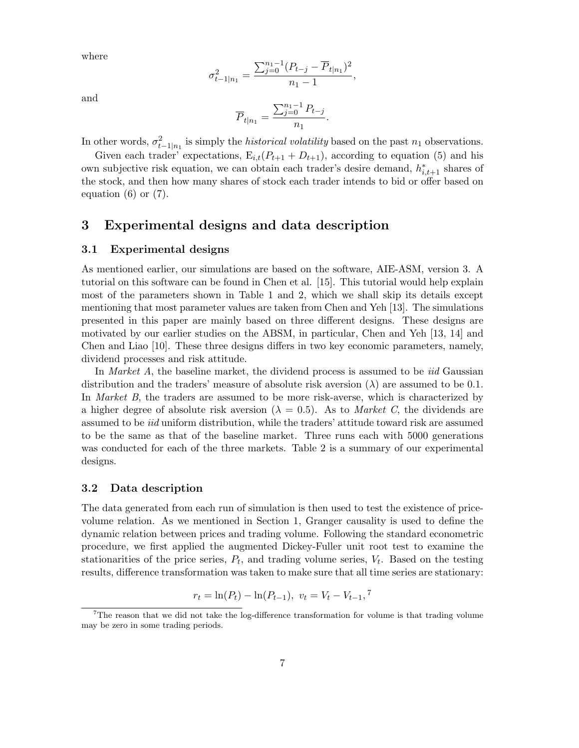where

$$\sigma^2_{t-1|n_1} = \frac{\sum_{j=0}^{n_1-1}(P_{t-j} - \overline{P}_{t|n_1})^2}{n_1 - 1},$$

and

$$\overline{P}_{t|n_1} = \frac{\sum_{j=0}^{n_1-1} P_{t-j}}{n_1}.$$

In other words, $\sigma^2_{t-1|n_1}$ is simply the *historical volatility* based on the past $n_1$ observations.

Given each trader' expectations, $\mathrm{E}_{i,t}(P_{t+1} + D_{t+1})$, according to equation (5) and his own subjective risk equation, we can obtain each trader's desire demand, $h^*_{i,t+1}$ shares of the stock, and then how many shares of stock each trader intends to bid or offer based on equation (6) or (7).

## 3 Experimental designs and data description

### 3.1 Experimental designs

As mentioned earlier, our simulations are based on the software, AIE-ASM, version 3. A tutorial on this software can be found in Chen et al. [15]. This tutorial would help explain most of the parameters shown in Table 1 and 2, which we shall skip its details except mentioning that most parameter values are taken from Chen and Yeh [13]. The simulations presented in this paper are mainly based on three different designs. These designs are motivated by our earlier studies on the ABSM, in particular, Chen and Yeh [13, 14] and Chen and Liao [10]. These three designs differs in two key economic parameters, namely, dividend processes and risk attitude.

In *Market A*, the baseline market, the dividend process is assumed to be *iid* Gaussian distribution and the traders' measure of absolute risk aversion ($\lambda$) are assumed to be 0.1. In *Market B*, the traders are assumed to be more risk-averse, which is characterized by a higher degree of absolute risk aversion ($\lambda = 0.5$). As to *Market C*, the dividends are assumed to be *iid* uniform distribution, while the traders' attitude toward risk are assumed to be the same as that of the baseline market. Three runs each with 5000 generations was conducted for each of the three markets. Table 2 is a summary of our experimental designs.

### 3.2 Data description

The data generated from each run of simulation is then used to test the existence of price-volume relation. As we mentioned in Section 1, Granger causality is used to define the dynamic relation between prices and trading volume. Following the standard econometric procedure, we first applied the augmented Dickey-Fuller unit root test to examine the stationarities of the price series, $P_t$, and trading volume series, $V_t$. Based on the testing results, difference transformation was taken to make sure that all time series are stationary:

$$r_t = \ln(P_t) - \ln(P_{t-1}), \; v_t = V_t - V_{t-1}, \text{[7]}$$

[7] The reason that we did not take the log-difference transformation for volume is that trading volume may be zero in some trading periods.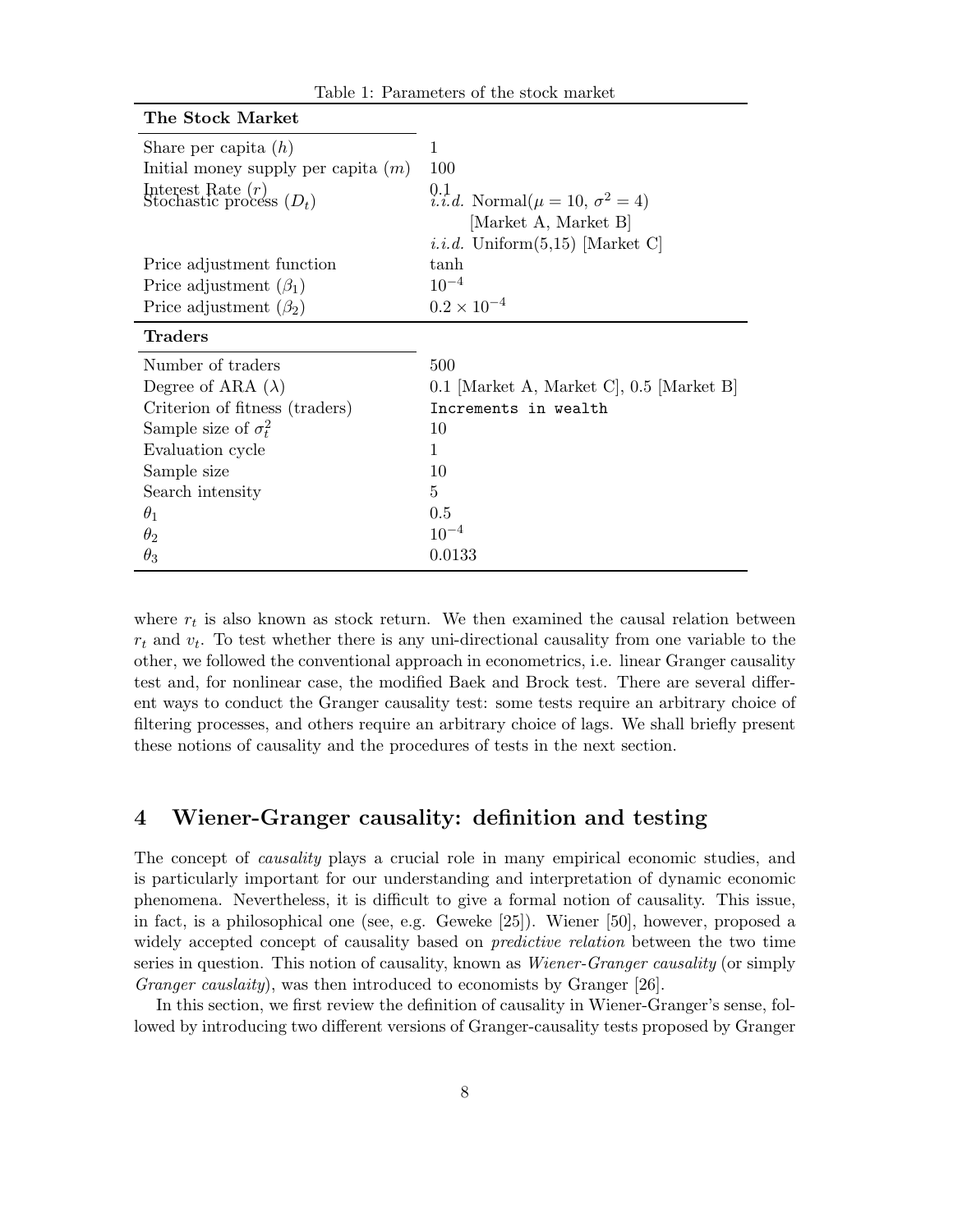Table 1: Parameters of the stock market

| **The Stock Market** | |
|---|---|
| Share per capita ($h$) | 1 |
| Initial money supply per capita ($m$) | 100 |
| Interest Rate ($r$) | 0.1 |
| Stochastic process ($D_t$) | *i.i.d.* Normal($\mu = 10$, $\sigma^2 = 4$) [Market A, Market B] |
| | *i.i.d.* Uniform(5,15) [Market C] |
| Price adjustment function | tanh |
| Price adjustment ($\beta_1$) | $10^{-4}$ |
| Price adjustment ($\beta_2$) | $0.2 \times 10^{-4}$ |
| **Traders** | |
| Number of traders | 500 |
| Degree of ARA ($\lambda$) | 0.1 [Market A, Market C], 0.5 [Market B] |
| Criterion of fitness (traders) | Increments in wealth |
| Sample size of $\sigma_t^2$ | 10 |
| Evaluation cycle | 1 |
| Sample size | 10 |
| Search intensity | 5 |
| $\theta_1$ | 0.5 |
| $\theta_2$ | $10^{-4}$ |
| $\theta_3$ | 0.0133 |

where $r_t$ is also known as stock return. We then examined the causal relation between $r_t$ and $v_t$. To test whether there is any uni-directional causality from one variable to the other, we followed the conventional approach in econometrics, i.e. linear Granger causality test and, for nonlinear case, the modified Baek and Brock test. There are several different ways to conduct the Granger causality test: some tests require an arbitrary choice of filtering processes, and others require an arbitrary choice of lags. We shall briefly present these notions of causality and the procedures of tests in the next section.

## 4 Wiener-Granger causality: definition and testing

The concept of *causality* plays a crucial role in many empirical economic studies, and is particularly important for our understanding and interpretation of dynamic economic phenomena. Nevertheless, it is difficult to give a formal notion of causality. This issue, in fact, is a philosophical one (see, e.g. Geweke [25]). Wiener [50], however, proposed a widely accepted concept of causality based on *predictive relation* between the two time series in question. This notion of causality, known as *Wiener-Granger causality* (or simply *Granger causlaity*), was then introduced to economists by Granger [26].

In this section, we first review the definition of causality in Wiener-Granger's sense, followed by introducing two different versions of Granger-causality tests proposed by Granger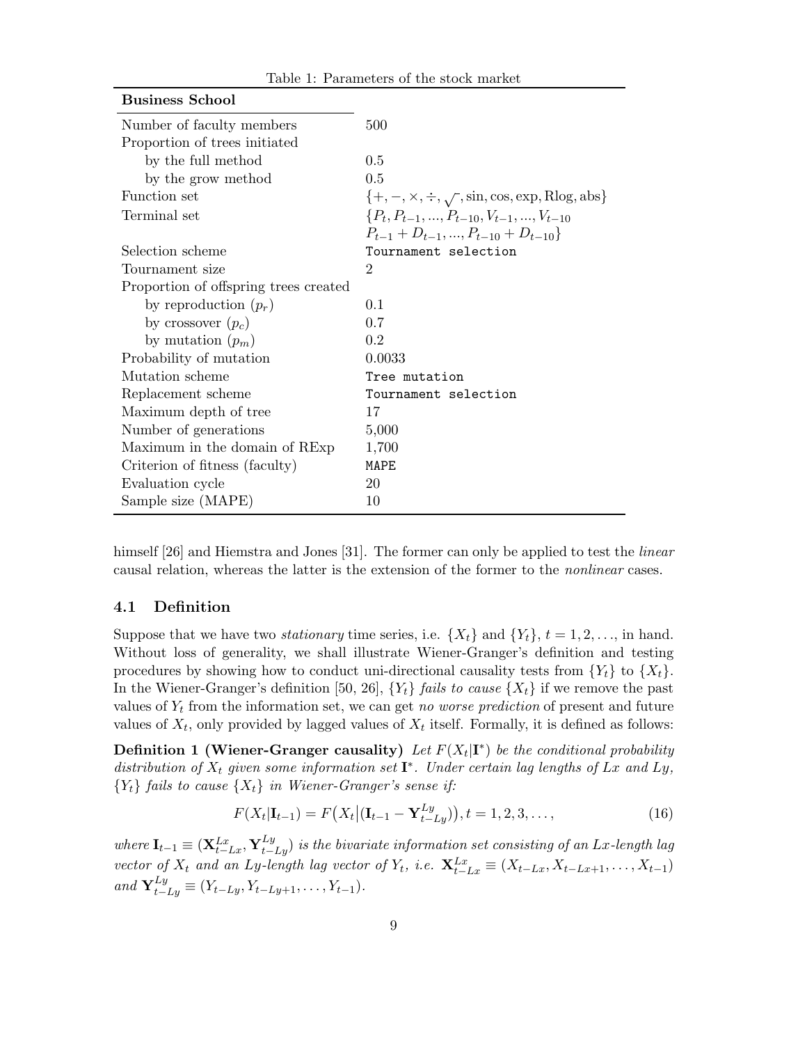Table 1: Parameters of the stock market

| **Business School** | |
|---|---|
| Number of faculty members | 500 |
| Proportion of trees initiated | |
| by the full method | 0.5 |
| by the grow method | 0.5 |
| Function set | $\{+, -, \times, \div, \sqrt{}, \sin, \cos, \exp, \text{Rlog}, \text{abs}\}$ |
| Terminal set | $\{P_t, P_{t-1}, ..., P_{t-10}, V_{t-1}, ..., V_{t-10}$ $P_{t-1} + D_{t-1}, ..., P_{t-10} + D_{t-10}\}$ |
| Selection scheme | `Tournament selection` |
| Tournament size | 2 |
| Proportion of offspring trees created | |
| by reproduction ($p_r$) | 0.1 |
| by crossover ($p_c$) | 0.7 |
| by mutation ($p_m$) | 0.2 |
| Probability of mutation | 0.0033 |
| Mutation scheme | `Tree mutation` |
| Replacement scheme | `Tournament selection` |
| Maximum depth of tree | 17 |
| Number of generations | 5,000 |
| Maximum in the domain of RExp | 1,700 |
| Criterion of fitness (faculty) | `MAPE` |
| Evaluation cycle | 20 |
| Sample size (MAPE) | 10 |

himself [26] and Hiemstra and Jones [31]. The former can only be applied to test the *linear* causal relation, whereas the latter is the extension of the former to the *nonlinear* cases.

### 4.1 Definition

Suppose that we have two *stationary* time series, i.e. $\{X_t\}$ and $\{Y_t\}$, $t = 1, 2, \ldots$, in hand. Without loss of generality, we shall illustrate Wiener-Granger's definition and testing procedures by showing how to conduct uni-directional causality tests from $\{Y_t\}$ to $\{X_t\}$. In the Wiener-Granger's definition [50, 26], $\{Y_t\}$ *fails to cause* $\{X_t\}$ if we remove the past values of $Y_t$ from the information set, we can get *no worse prediction* of present and future values of $X_t$, only provided by lagged values of $X_t$ itself. Formally, it is defined as follows:

**Definition 1 (Wiener-Granger causality)** *Let $F(X_t|\mathbf{I}^*)$ be the conditional probability distribution of $X_t$ given some information set $\mathbf{I}^*$. Under certain lag lengths of $Lx$ and $Ly$, $\{Y_t\}$ fails to cause $\{X_t\}$ in Wiener-Granger's sense if:*

$$F(X_t|\mathbf{I}_{t-1}) = F\big(X_t\big|(\mathbf{I}_{t-1} - \mathbf{Y}^{Ly}_{t-Ly})\big), t = 1, 2, 3, \ldots, \tag{16}$$

*where $\mathbf{I}_{t-1} \equiv (\mathbf{X}^{Lx}_{t-Lx}, \mathbf{Y}^{Ly}_{t-Ly})$ is the bivariate information set consisting of an $Lx$-length lag vector of $X_t$ and an $Ly$-length lag vector of $Y_t$, i.e. $\mathbf{X}^{Lx}_{t-Lx} \equiv (X_{t-Lx}, X_{t-Lx+1}, \ldots, X_{t-1})$ and $\mathbf{Y}^{Ly}_{t-Ly} \equiv (Y_{t-Ly}, Y_{t-Ly+1}, \ldots, Y_{t-1})$.*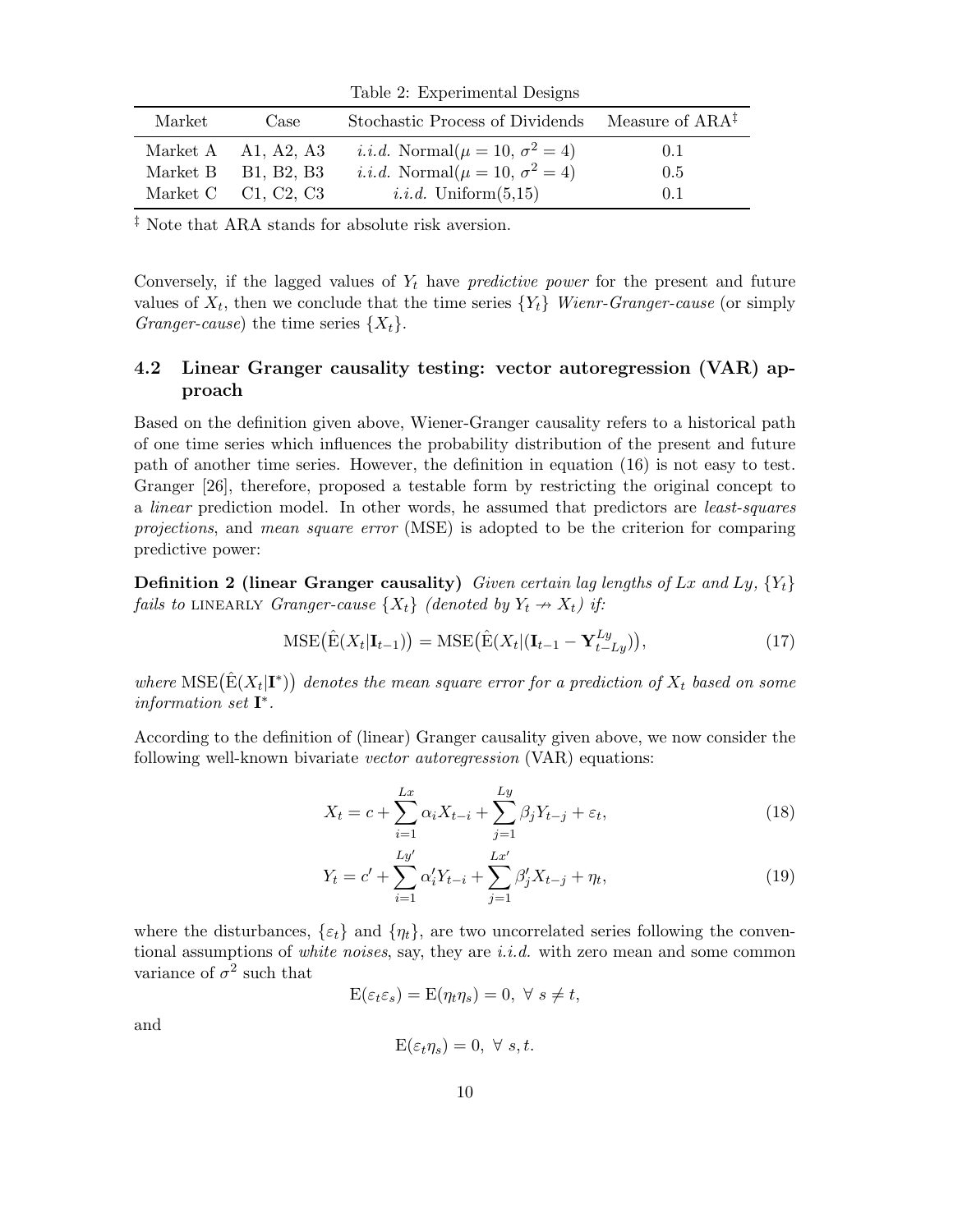Table 2: Experimental Designs

| Market | Case | Stochastic Process of Dividends | Measure of ARA‡ |
|---|---|---|---|
| Market A | A1, A2, A3 | *i.i.d.* Normal($\mu = 10$, $\sigma^2 = 4$) | 0.1 |
| Market B | B1, B2, B3 | *i.i.d.* Normal($\mu = 10$, $\sigma^2 = 4$) | 0.5 |
| Market C | C1, C2, C3 | *i.i.d.* Uniform(5,15) | 0.1 |

‡ Note that ARA stands for absolute risk aversion.

Conversely, if the lagged values of $Y_t$ have *predictive power* for the present and future values of $X_t$, then we conclude that the time series $\{Y_t\}$ *Wienr-Granger-cause* (or simply *Granger-cause*) the time series $\{X_t\}$.

### 4.2 Linear Granger causality testing: vector autoregression (VAR) approach

Based on the definition given above, Wiener-Granger causality refers to a historical path of one time series which influences the probability distribution of the present and future path of another time series. However, the definition in equation (16) is not easy to test. Granger [26], therefore, proposed a testable form by restricting the original concept to a *linear* prediction model. In other words, he assumed that predictors are *least-squares projections*, and *mean square error* (MSE) is adopted to be the criterion for comparing predictive power:

**Definition 2 (linear Granger causality)** *Given certain lag lengths of $Lx$ and $Ly$, $\{Y_t\}$ fails to* LINEARLY *Granger-cause $\{X_t\}$ (denoted by $Y_t \nrightarrow X_t$) if:*

$$\mathrm{MSE}\big(\hat{\mathrm{E}}(X_t|\mathbf{I}_{t-1})\big) = \mathrm{MSE}\big(\hat{\mathrm{E}}(X_t|(\mathbf{I}_{t-1} - \mathbf{Y}_{t-Ly}^{Ly})\big), \tag{17}$$

*where $\mathrm{MSE}\big(\hat{\mathrm{E}}(X_t|\mathbf{I}^*)\big)$ denotes the mean square error for a prediction of $X_t$ based on some information set $\mathbf{I}^*$.*

According to the definition of (linear) Granger causality given above, we now consider the following well-known bivariate *vector autoregression* (VAR) equations:

$$X_t = c + \sum_{i=1}^{Lx} \alpha_i X_{t-i} + \sum_{j=1}^{Ly} \beta_j Y_{t-j} + \varepsilon_t, \tag{18}$$

$$Y_t = c' + \sum_{i=1}^{Ly'} \alpha_i' Y_{t-i} + \sum_{j=1}^{Lx'} \beta_j' X_{t-j} + \eta_t, \tag{19}$$

where the disturbances, $\{\varepsilon_t\}$ and $\{\eta_t\}$, are two uncorrelated series following the conventional assumptions of *white noises*, say, they are *i.i.d.* with zero mean and some common variance of $\sigma^2$ such that

$$\mathrm{E}(\varepsilon_t \varepsilon_s) = \mathrm{E}(\eta_t \eta_s) = 0, \ \forall \ s \neq t,$$

and

$$\mathrm{E}(\varepsilon_t \eta_s) = 0, \ \forall \ s, t.$$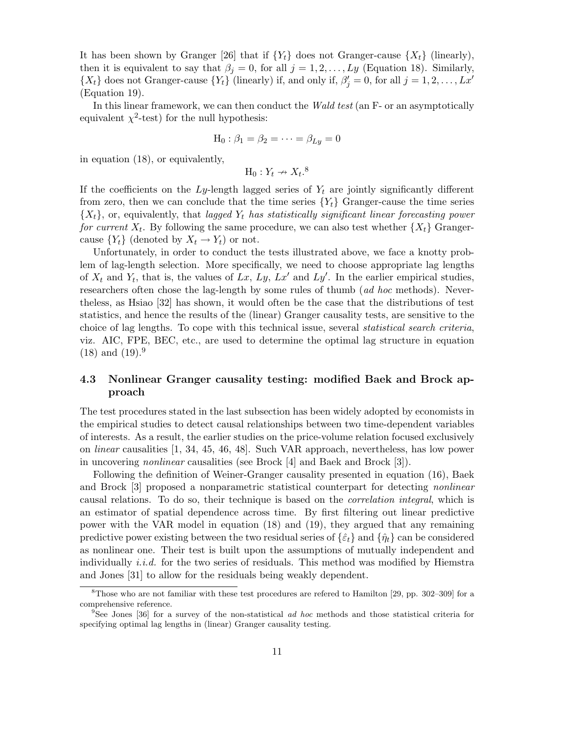It has been shown by Granger [26] that if $\{Y_t\}$ does not Granger-cause $\{X_t\}$ (linearly), then it is equivalent to say that $\beta_j = 0$, for all $j = 1, 2, \ldots, Ly$ (Equation 18). Similarly, $\{X_t\}$ does not Granger-cause $\{Y_t\}$ (linearly) if, and only if, $\beta'_j = 0$, for all $j = 1, 2, \ldots, Lx'$ (Equation 19).

In this linear framework, we can then conduct the *Wald test* (an F- or an asymptotically equivalent $\chi^2$-test) for the null hypothesis:

$$\mathrm{H}_0 : \beta_1 = \beta_2 = \cdots = \beta_{Ly} = 0$$

in equation (18), or equivalently,

$$\mathrm{H}_0 : Y_t \nrightarrow X_t.$$ [8]

If the coefficients on the $Ly$-length lagged series of $Y_t$ are jointly significantly different from zero, then we can conclude that the time series $\{Y_t\}$ Granger-cause the time series $\{X_t\}$, or, equivalently, that *lagged $Y_t$ has statistically significant linear forecasting power for current $X_t$*. By following the same procedure, we can also test whether $\{X_t\}$ Granger-cause $\{Y_t\}$ (denoted by $X_t \rightarrow Y_t$) or not.

Unfortunately, in order to conduct the tests illustrated above, we face a knotty problem of lag-length selection. More specifically, we need to choose appropriate lag lengths of $X_t$ and $Y_t$, that is, the values of $Lx$, $Ly$, $Lx'$ and $Ly'$. In the earlier empirical studies, researchers often chose the lag-length by some rules of thumb (*ad hoc* methods). Nevertheless, as Hsiao [32] has shown, it would often be the case that the distributions of test statistics, and hence the results of the (linear) Granger causality tests, are sensitive to the choice of lag lengths. To cope with this technical issue, several *statistical search criteria*, viz. AIC, FPE, BEC, etc., are used to determine the optimal lag structure in equation (18) and (19).[9]

## 4.3 Nonlinear Granger causality testing: modified Baek and Brock approach

The test procedures stated in the last subsection has been widely adopted by economists in the empirical studies to detect causal relationships between two time-dependent variables of interests. As a result, the earlier studies on the price-volume relation focused exclusively on *linear* causalities [1, 34, 45, 46, 48]. Such VAR approach, nevertheless, has low power in uncovering *nonlinear* causalities (see Brock [4] and Baek and Brock [3]).

Following the definition of Weiner-Granger causality presented in equation (16), Baek and Brock [3] proposed a nonparametric statistical counterpart for detecting *nonlinear* causal relations. To do so, their technique is based on the *correlation integral*, which is an estimator of spatial dependence across time. By first filtering out linear predictive power with the VAR model in equation (18) and (19), they argued that any remaining predictive power existing between the two residual series of $\{\hat{\varepsilon}_t\}$ and $\{\hat{\eta}_t\}$ can be considered as nonlinear one. Their test is built upon the assumptions of mutually independent and individually *i.i.d.* for the two series of residuals. This method was modified by Hiemstra and Jones [31] to allow for the residuals being weakly dependent.

[8] Those who are not familiar with these test procedures are refered to Hamilton [29, pp. 302–309] for a comprehensive reference.

[9] See Jones [36] for a survey of the non-statistical *ad hoc* methods and those statistical criteria for specifying optimal lag lengths in (linear) Granger causality testing.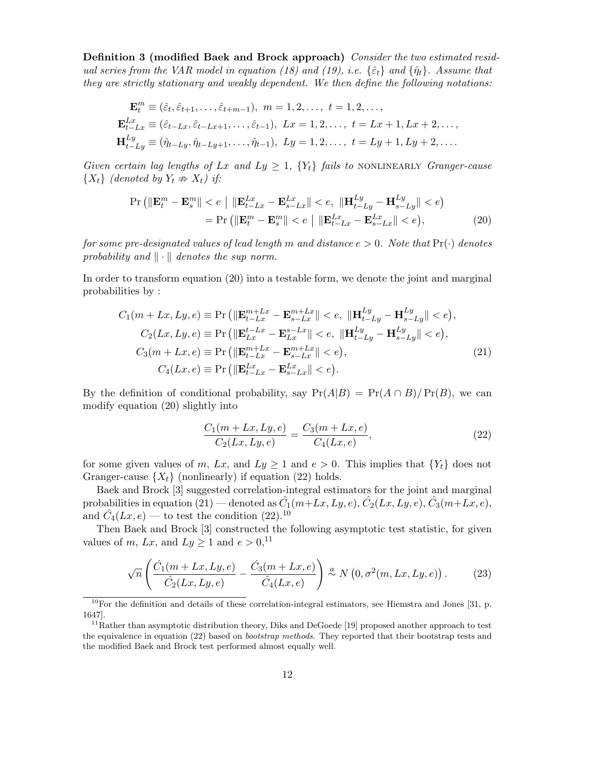**Definition 3 (modified Baek and Brock approach)** *Consider the two estimated residual series from the VAR model in equation (18) and (19), i.e. $\{\hat{\varepsilon}_t\}$ and $\{\hat{\eta}_t\}$. Assume that they are strictly stationary and weakly dependent. We then define the following notations:*

$$
\begin{aligned}
\mathbf{E}_t^m &\equiv (\hat{\varepsilon}_t, \hat{\varepsilon}_{t+1}, \ldots, \hat{\varepsilon}_{t+m-1}),\ m = 1, 2, \ldots,\ t = 1, 2, \ldots, \\
\mathbf{E}_{t-Lx}^{Lx} &\equiv (\hat{\varepsilon}_{t-Lx}, \hat{\varepsilon}_{t-Lx+1}, \ldots, \hat{\varepsilon}_{t-1}),\ Lx = 1, 2, \ldots,\ t = Lx+1, Lx+2, \ldots, \\
\mathbf{H}_{t-Ly}^{Ly} &\equiv (\hat{\eta}_{t-Ly}, \hat{\eta}_{t-Ly+1}, \ldots, \hat{\eta}_{t-1}),\ Ly = 1, 2, \ldots,\ t = Ly+1, Ly+2, \ldots.
\end{aligned}
$$

*Given certain lag lengths of $Lx$ and $Ly \geq 1$, $\{Y_t\}$ fails to* NONLINEARLY *Granger-cause $\{X_t\}$ (denoted by $Y_t \not\Rightarrow X_t$) if:*

$$
\begin{aligned}
&\Pr\left(\|\mathbf{E}_t^m - \mathbf{E}_s^m\| < e \mid \|\mathbf{E}_{t-Lx}^{Lx} - \mathbf{E}_{s-Lx}^{Lx}\| < e,\ \|\mathbf{H}_{t-Ly}^{Ly} - \mathbf{H}_{s-Ly}^{Ly}\| < e\right) \\
&\qquad = \Pr\left(\|\mathbf{E}_t^m - \mathbf{E}_s^m\| < e \mid \|\mathbf{E}_{t-Lx}^{Lx} - \mathbf{E}_{s-Lx}^{Lx}\| < e\right),
\end{aligned}
\tag{20}
$$

*for some pre-designated values of lead length $m$ and distance $e > 0$. Note that $\Pr(\cdot)$ denotes probability and $\|\cdot\|$ denotes the sup norm.*

In order to transform equation (20) into a testable form, we denote the joint and marginal probabilities by :

$$
\begin{aligned}
C_1(m+Lx, Ly, e) &\equiv \Pr\left(\|\mathbf{E}_{t-Lx}^{m+Lx} - \mathbf{E}_{s-Lx}^{m+Lx}\| < e,\ \|\mathbf{H}_{t-Ly}^{Ly} - \mathbf{H}_{s-Ly}^{Ly}\| < e\right), \\
C_2(Lx, Ly, e) &\equiv \Pr\left(\|\mathbf{E}_{Lx}^{t-Lx} - \mathbf{E}_{Lx}^{s-Lx}\| < e,\ \|\mathbf{H}_{t-Ly}^{Ly} - \mathbf{H}_{s-Ly}^{Ly}\| < e\right), \\
C_3(m+Lx, e) &\equiv \Pr\left(\|\mathbf{E}_{t-Lx}^{m+Lx} - \mathbf{E}_{s-Lx}^{m+Lx}\| < e\right), \\
C_4(Lx, e) &\equiv \Pr\left(\|\mathbf{E}_{t-Lx}^{Lx} - \mathbf{E}_{s-Lx}^{Lx}\| < e\right).
\end{aligned}
\tag{21}
$$

By the definition of conditional probability, say $\Pr(A|B) = \Pr(A \cap B)/\Pr(B)$, we can modify equation (20) slightly into

$$
\frac{C_1(m+Lx, Ly, e)}{C_2(Lx, Ly, e)} = \frac{C_3(m+Lx, e)}{C_4(Lx, e)},
\tag{22}
$$

for some given values of $m$, $Lx$, and $Ly \geq 1$ and $e > 0$. This implies that $\{Y_t\}$ does not Granger-cause $\{X_t\}$ (nonlinearly) if equation (22) holds.

Baek and Brock [3] suggested correlation-integral estimators for the joint and marginal probabilities in equation (21) — denoted as $\hat{C}_1(m+Lx, Ly, e)$, $\hat{C}_2(Lx, Ly, e)$, $\hat{C}_3(m+Lx, e)$, and $\hat{C}_4(Lx, e)$ — to test the condition (22).[10]

Then Baek and Brock [3] constructed the following asymptotic test statistic, for given values of $m$, $Lx$, and $Ly \geq 1$ and $e > 0$,[11]

$$
\sqrt{n}\left(\frac{\hat{C}_1(m+Lx, Ly, e)}{\hat{C}_2(Lx, Ly, e)} - \frac{\hat{C}_3(m+Lx, e)}{\hat{C}_4(Lx, e)}\right) \overset{a}{\sim} N\left(0, \sigma^2(m, Lx, Ly, e)\right).
\tag{23}
$$

[10] For the definition and details of these correlation-integral estimators, see Hiemstra and Jones [31, p. 1647].

[11] Rather than asymptotic distribution theory, Diks and DeGoede [19] proposed another approach to test the equivalence in equation (22) based on *bootstrap methods*. They reported that their bootstrap tests and the modified Baek and Brock test performed almost equally well.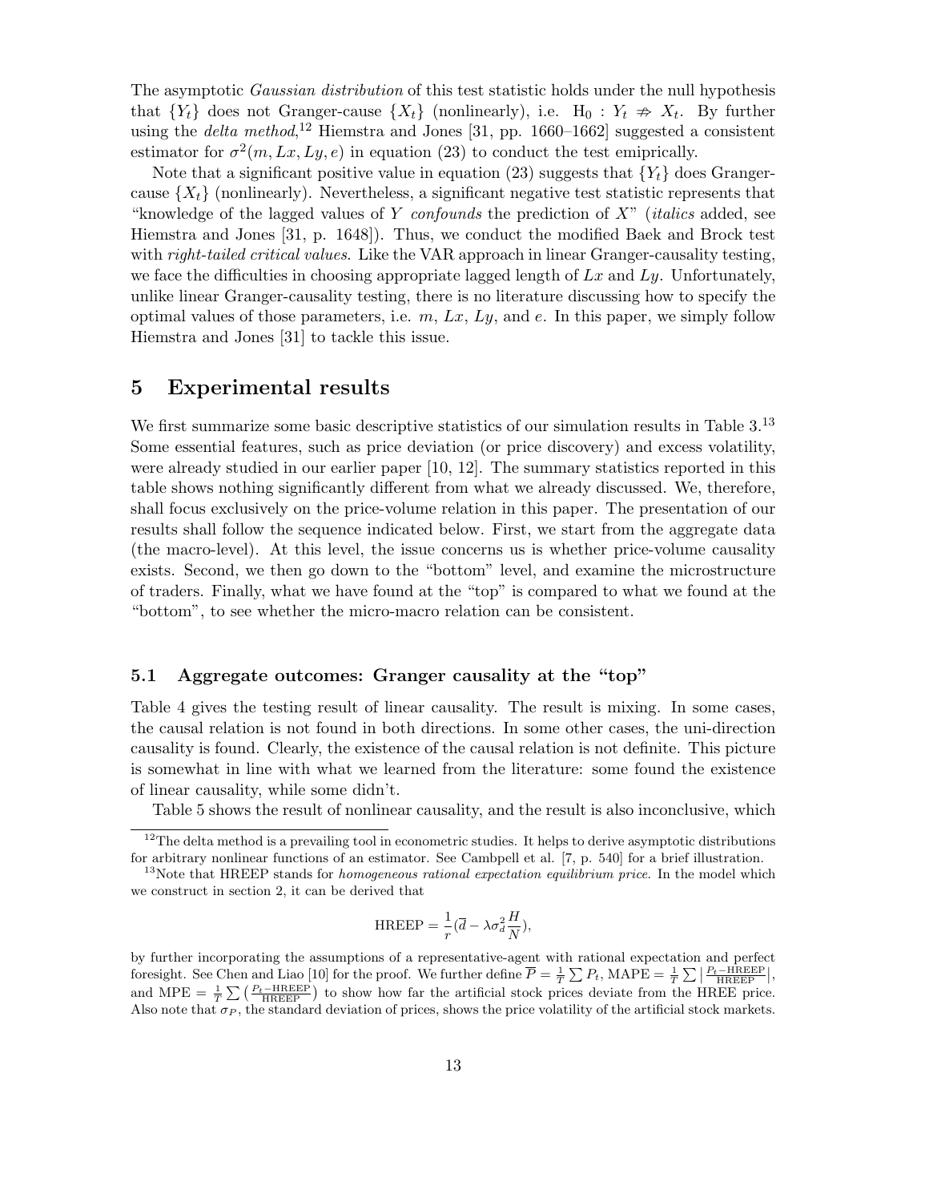The asymptotic *Gaussian distribution* of this test statistic holds under the null hypothesis that $\{Y_t\}$ does not Granger-cause $\{X_t\}$ (nonlinearly), i.e. $\mathrm{H}_0 : Y_t \not\Rightarrow X_t$. By further using the *delta method*,[12] Hiemstra and Jones [31, pp. 1660–1662] suggested a consistent estimator for $\sigma^2(m, Lx, Ly, e)$ in equation (23) to conduct the test emipirically.

Note that a significant positive value in equation (23) suggests that $\{Y_t\}$ does Granger-cause $\{X_t\}$ (nonlinearly). Nevertheless, a significant negative test statistic represents that "knowledge of the lagged values of $Y$ *confounds* the prediction of $X$" (*italics* added, see Hiemstra and Jones [31, p. 1648]). Thus, we conduct the modified Baek and Brock test with *right-tailed critical values*. Like the VAR approach in linear Granger-causality testing, we face the difficulties in choosing appropriate lagged length of $Lx$ and $Ly$. Unfortunately, unlike linear Granger-causality testing, there is no literature discussing how to specify the optimal values of those parameters, i.e. $m$, $Lx$, $Ly$, and $e$. In this paper, we simply follow Hiemstra and Jones [31] to tackle this issue.

## 5 Experimental results

We first summarize some basic descriptive statistics of our simulation results in Table 3.[13] Some essential features, such as price deviation (or price discovery) and excess volatility, were already studied in our earlier paper [10, 12]. The summary statistics reported in this table shows nothing significantly different from what we already discussed. We, therefore, shall focus exclusively on the price-volume relation in this paper. The presentation of our results shall follow the sequence indicated below. First, we start from the aggregate data (the macro-level). At this level, the issue concerns us is whether price-volume causality exists. Second, we then go down to the "bottom" level, and examine the microstructure of traders. Finally, what we have found at the "top" is compared to what we found at the "bottom", to see whether the micro-macro relation can be consistent.

### 5.1 Aggregate outcomes: Granger causality at the "top"

Table 4 gives the testing result of linear causality. The result is mixing. In some cases, the causal relation is not found in both directions. In some other cases, the uni-direction causality is found. Clearly, the existence of the causal relation is not definite. This picture is somewhat in line with what we learned from the literature: some found the existence of linear causality, while some didn't.

Table 5 shows the result of nonlinear causality, and the result is also inconclusive, which

[12] The delta method is a prevailing tool in econometric studies. It helps to derive asymptotic distributions for arbitrary nonlinear functions of an estimator. See Cambpell et al. [7, p. 540] for a brief illustration.

[13] Note that HREEP stands for *homogeneous rational expectation equilibrium price*. In the model which we construct in section 2, it can be derived that

$$\mathrm{HREEP} = \frac{1}{r}(\overline{d} - \lambda \sigma_d^2 \frac{H}{N}),$$

by further incorporating the assumptions of a representative-agent with rational expectation and perfect foresight. See Chen and Liao [10] for the proof. We further define $\overline{P} = \frac{1}{T}\sum P_t$, $\mathrm{MAPE} = \frac{1}{T}\sum \left|\frac{P_t - \mathrm{HREEP}}{\mathrm{HREEP}}\right|$, and $\mathrm{MPE} = \frac{1}{T}\sum \left(\frac{P_t - \mathrm{HREEP}}{\mathrm{HREEP}}\right)$ to show how far the artificial stock prices deviate from the HREE price. Also note that $\sigma_P$, the standard deviation of prices, shows the price volatility of the artificial stock markets.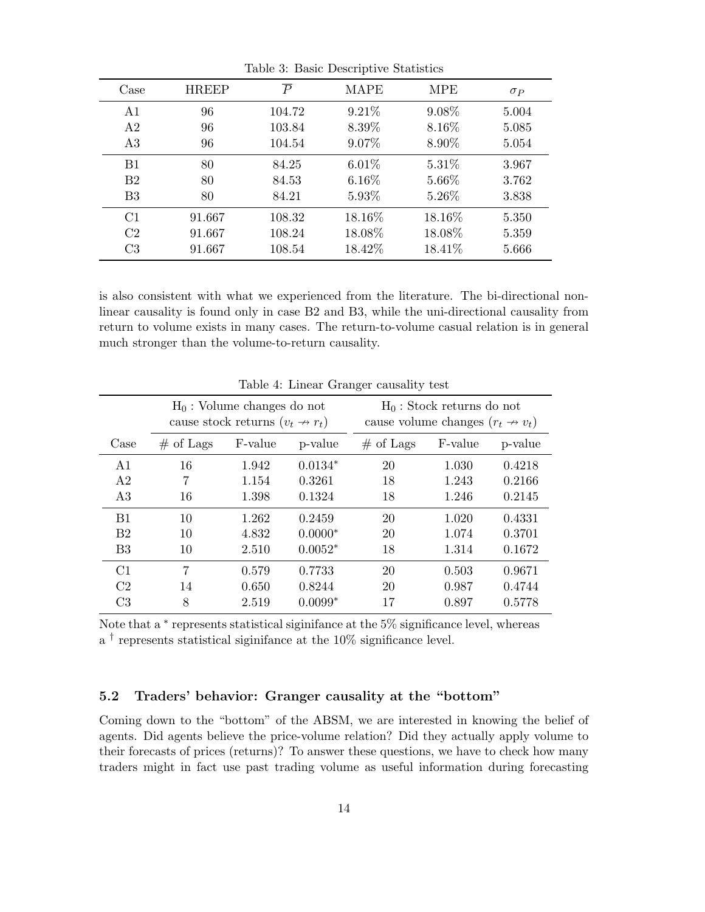Table 3: Basic Descriptive Statistics

| Case | HREEP | $\overline{P}$ | MAPE | MPE | $\sigma_P$ |
|---|---|---|---|---|---|
| A1 | 96 | 104.72 | 9.21% | 9.08% | 5.004 |
| A2 | 96 | 103.84 | 8.39% | 8.16% | 5.085 |
| A3 | 96 | 104.54 | 9.07% | 8.90% | 5.054 |
| B1 | 80 | 84.25 | 6.01% | 5.31% | 3.967 |
| B2 | 80 | 84.53 | 6.16% | 5.66% | 3.762 |
| B3 | 80 | 84.21 | 5.93% | 5.26% | 3.838 |
| C1 | 91.667 | 108.32 | 18.16% | 18.16% | 5.350 |
| C2 | 91.667 | 108.24 | 18.08% | 18.08% | 5.359 |
| C3 | 91.667 | 108.54 | 18.42% | 18.41% | 5.666 |

is also consistent with what we experienced from the literature. The bi-directional nonlinear causality is found only in case B2 and B3, while the uni-directional causality from return to volume exists in many cases. The return-to-volume casual relation is in general much stronger than the volume-to-return causality.

Table 4: Linear Granger causality test

| | $H_0$ : Volume changes do not cause stock returns ($v_t \nrightarrow r_t$) | | | $H_0$ : Stock returns do not cause volume changes ($r_t \nrightarrow v_t$) | | |
|---|---|---|---|---|---|---|
| Case | # of Lags | F-value | p-value | # of Lags | F-value | p-value |
| A1 | 16 | 1.942 | 0.0134* | 20 | 1.030 | 0.4218 |
| A2 | 7 | 1.154 | 0.3261 | 18 | 1.243 | 0.2166 |
| A3 | 16 | 1.398 | 0.1324 | 18 | 1.246 | 0.2145 |
| B1 | 10 | 1.262 | 0.2459 | 20 | 1.020 | 0.4331 |
| B2 | 10 | 4.832 | 0.0000* | 20 | 1.074 | 0.3701 |
| B3 | 10 | 2.510 | 0.0052* | 18 | 1.314 | 0.1672 |
| C1 | 7 | 0.579 | 0.7733 | 20 | 0.503 | 0.9671 |
| C2 | 14 | 0.650 | 0.8244 | 20 | 0.987 | 0.4744 |
| C3 | 8 | 2.519 | 0.0099* | 17 | 0.897 | 0.5778 |

Note that a * represents statistical siginifance at the 5% significance level, whereas a † represents statistical siginifance at the 10% significance level.

### 5.2 Traders' behavior: Granger causality at the "bottom"

Coming down to the "bottom" of the ABSM, we are interested in knowing the belief of agents. Did agents believe the price-volume relation? Did they actually apply volume to their forecasts of prices (returns)? To answer these questions, we have to check how many traders might in fact use past trading volume as useful information during forecasting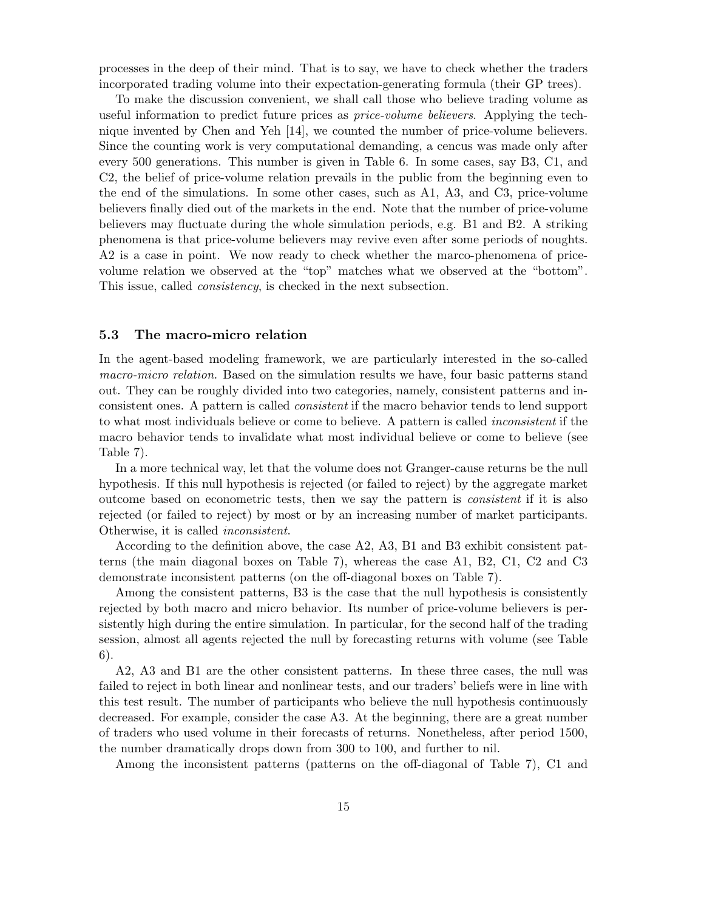processes in the deep of their mind. That is to say, we have to check whether the traders incorporated trading volume into their expectation-generating formula (their GP trees).

To make the discussion convenient, we shall call those who believe trading volume as useful information to predict future prices as *price-volume believers*. Applying the technique invented by Chen and Yeh [14], we counted the number of price-volume believers. Since the counting work is very computational demanding, a cencus was made only after every 500 generations. This number is given in Table 6. In some cases, say B3, C1, and C2, the belief of price-volume relation prevails in the public from the beginning even to the end of the simulations. In some other cases, such as A1, A3, and C3, price-volume believers finally died out of the markets in the end. Note that the number of price-volume believers may fluctuate during the whole simulation periods, e.g. B1 and B2. A striking phenomena is that price-volume believers may revive even after some periods of noughts. A2 is a case in point. We now ready to check whether the marco-phenomena of price-volume relation we observed at the "top" matches what we observed at the "bottom". This issue, called *consistency*, is checked in the next subsection.

### 5.3 The macro-micro relation

In the agent-based modeling framework, we are particularly interested in the so-called *macro-micro relation*. Based on the simulation results we have, four basic patterns stand out. They can be roughly divided into two categories, namely, consistent patterns and inconsistent ones. A pattern is called *consistent* if the macro behavior tends to lend support to what most individuals believe or come to believe. A pattern is called *inconsistent* if the macro behavior tends to invalidate what most individual believe or come to believe (see Table 7).

In a more technical way, let that the volume does not Granger-cause returns be the null hypothesis. If this null hypothesis is rejected (or failed to reject) by the aggregate market outcome based on econometric tests, then we say the pattern is *consistent* if it is also rejected (or failed to reject) by most or by an increasing number of market participants. Otherwise, it is called *inconsistent*.

According to the definition above, the case A2, A3, B1 and B3 exhibit consistent patterns (the main diagonal boxes on Table 7), whereas the case A1, B2, C1, C2 and C3 demonstrate inconsistent patterns (on the off-diagonal boxes on Table 7).

Among the consistent patterns, B3 is the case that the null hypothesis is consistently rejected by both macro and micro behavior. Its number of price-volume believers is persistently high during the entire simulation. In particular, for the second half of the trading session, almost all agents rejected the null by forecasting returns with volume (see Table 6).

A2, A3 and B1 are the other consistent patterns. In these three cases, the null was failed to reject in both linear and nonlinear tests, and our traders' beliefs were in line with this test result. The number of participants who believe the null hypothesis continuously decreased. For example, consider the case A3. At the beginning, there are a great number of traders who used volume in their forecasts of returns. Nonetheless, after period 1500, the number dramatically drops down from 300 to 100, and further to nil.

Among the inconsistent patterns (patterns on the off-diagonal of Table 7), C1 and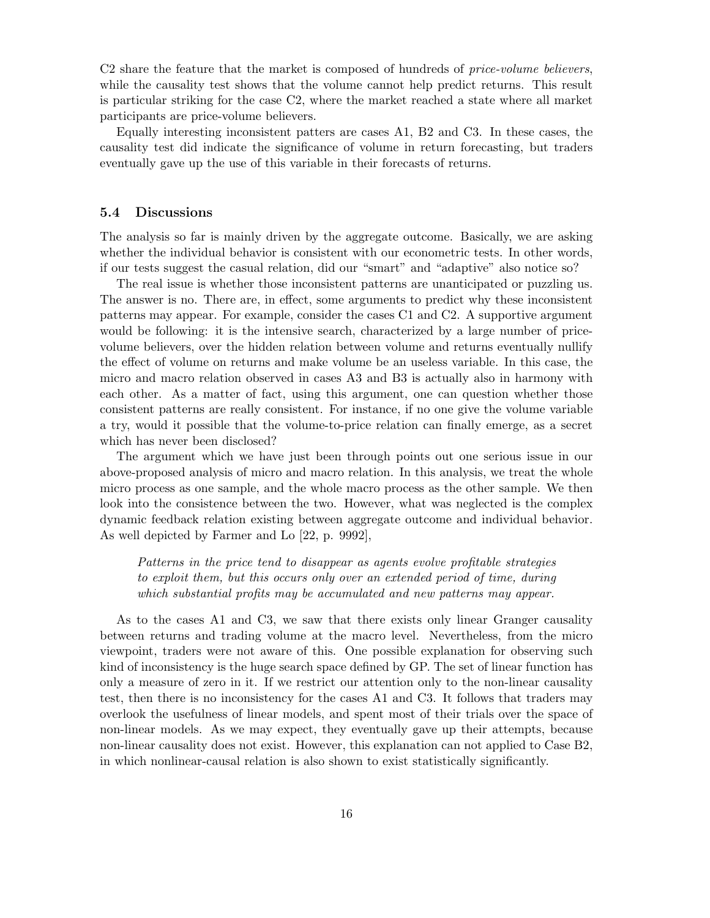C2 share the feature that the market is composed of hundreds of *price-volume believers*, while the causality test shows that the volume cannot help predict returns. This result is particular striking for the case C2, where the market reached a state where all market participants are price-volume believers.

Equally interesting inconsistent patters are cases A1, B2 and C3. In these cases, the causality test did indicate the significance of volume in return forecasting, but traders eventually gave up the use of this variable in their forecasts of returns.

### 5.4 Discussions

The analysis so far is mainly driven by the aggregate outcome. Basically, we are asking whether the individual behavior is consistent with our econometric tests. In other words, if our tests suggest the casual relation, did our "smart" and "adaptive" also notice so?

The real issue is whether those inconsistent patterns are unanticipated or puzzling us. The answer is no. There are, in effect, some arguments to predict why these inconsistent patterns may appear. For example, consider the cases C1 and C2. A supportive argument would be following: it is the intensive search, characterized by a large number of price-volume believers, over the hidden relation between volume and returns eventually nullify the effect of volume on returns and make volume be an useless variable. In this case, the micro and macro relation observed in cases A3 and B3 is actually also in harmony with each other. As a matter of fact, using this argument, one can question whether those consistent patterns are really consistent. For instance, if no one give the volume variable a try, would it possible that the volume-to-price relation can finally emerge, as a secret which has never been disclosed?

The argument which we have just been through points out one serious issue in our above-proposed analysis of micro and macro relation. In this analysis, we treat the whole micro process as one sample, and the whole macro process as the other sample. We then look into the consistence between the two. However, what was neglected is the complex dynamic feedback relation existing between aggregate outcome and individual behavior. As well depicted by Farmer and Lo [22, p. 9992],

> *Patterns in the price tend to disappear as agents evolve profitable strategies to exploit them, but this occurs only over an extended period of time, during which substantial profits may be accumulated and new patterns may appear.*

As to the cases A1 and C3, we saw that there exists only linear Granger causality between returns and trading volume at the macro level. Nevertheless, from the micro viewpoint, traders were not aware of this. One possible explanation for observing such kind of inconsistency is the huge search space defined by GP. The set of linear function has only a measure of zero in it. If we restrict our attention only to the non-linear causality test, then there is no inconsistency for the cases A1 and C3. It follows that traders may overlook the usefulness of linear models, and spent most of their trials over the space of non-linear models. As we may expect, they eventually gave up their attempts, because non-linear causality does not exist. However, this explanation can not applied to Case B2, in which nonlinear-causal relation is also shown to exist statistically significantly.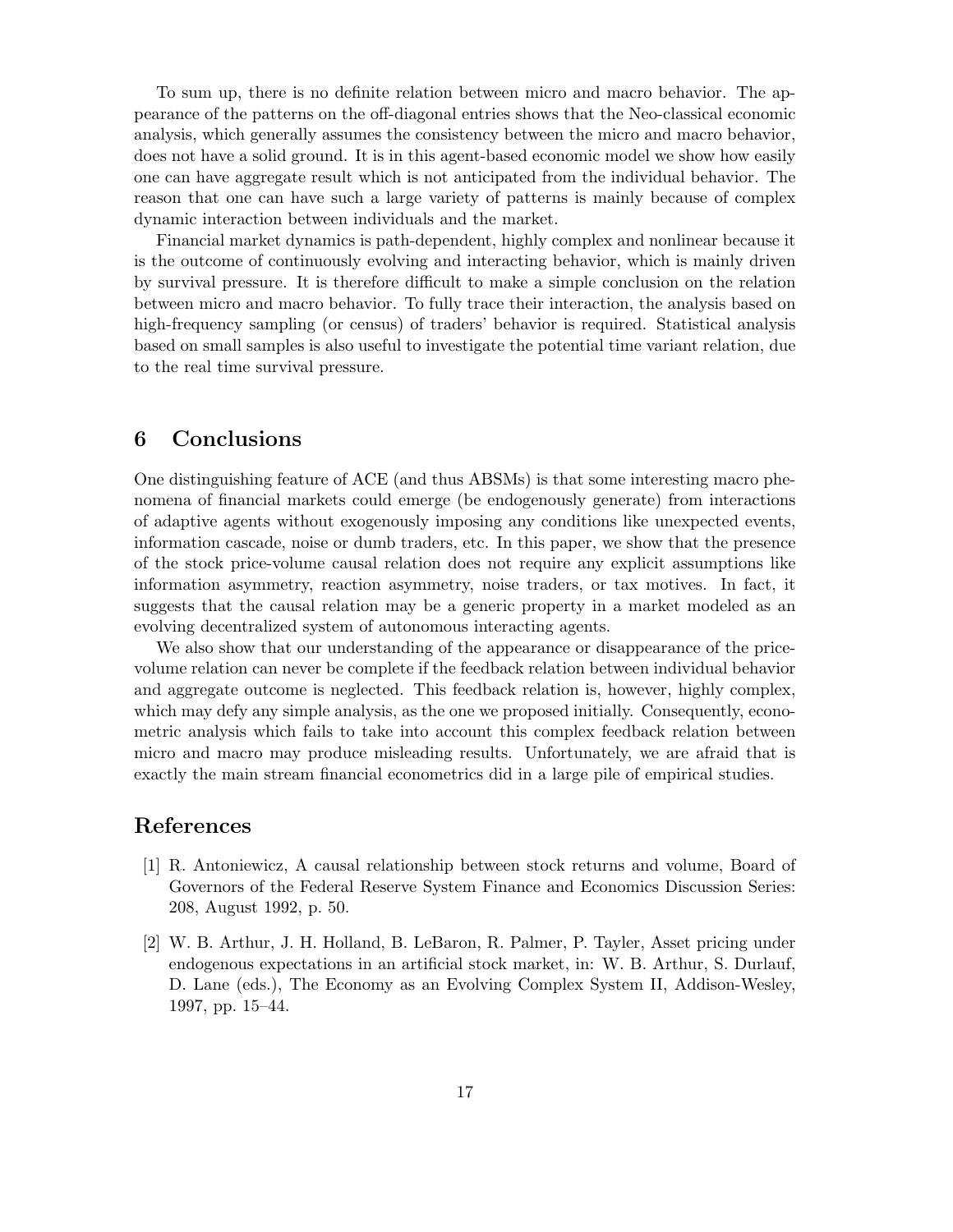To sum up, there is no definite relation between micro and macro behavior. The appearance of the patterns on the off-diagonal entries shows that the Neo-classical economic analysis, which generally assumes the consistency between the micro and macro behavior, does not have a solid ground. It is in this agent-based economic model we show how easily one can have aggregate result which is not anticipated from the individual behavior. The reason that one can have such a large variety of patterns is mainly because of complex dynamic interaction between individuals and the market.

Financial market dynamics is path-dependent, highly complex and nonlinear because it is the outcome of continuously evolving and interacting behavior, which is mainly driven by survival pressure. It is therefore difficult to make a simple conclusion on the relation between micro and macro behavior. To fully trace their interaction, the analysis based on high-frequency sampling (or census) of traders' behavior is required. Statistical analysis based on small samples is also useful to investigate the potential time variant relation, due to the real time survival pressure.

## 6 Conclusions

One distinguishing feature of ACE (and thus ABSMs) is that some interesting macro phenomena of financial markets could emerge (be endogenously generate) from interactions of adaptive agents without exogenously imposing any conditions like unexpected events, information cascade, noise or dumb traders, etc. In this paper, we show that the presence of the stock price-volume causal relation does not require any explicit assumptions like information asymmetry, reaction asymmetry, noise traders, or tax motives. In fact, it suggests that the causal relation may be a generic property in a market modeled as an evolving decentralized system of autonomous interacting agents.

We also show that our understanding of the appearance or disappearance of the price-volume relation can never be complete if the feedback relation between individual behavior and aggregate outcome is neglected. This feedback relation is, however, highly complex, which may defy any simple analysis, as the one we proposed initially. Consequently, econometric analysis which fails to take into account this complex feedback relation between micro and macro may produce misleading results. Unfortunately, we are afraid that is exactly the main stream financial econometrics did in a large pile of empirical studies.

## References

[1] R. Antoniewicz, A causal relationship between stock returns and volume, Board of Governors of the Federal Reserve System Finance and Economics Discussion Series: 208, August 1992, p. 50.

[2] W. B. Arthur, J. H. Holland, B. LeBaron, R. Palmer, P. Tayler, Asset pricing under endogenous expectations in an artificial stock market, in: W. B. Arthur, S. Durlauf, D. Lane (eds.), The Economy as an Evolving Complex System II, Addison-Wesley, 1997, pp. 15–44.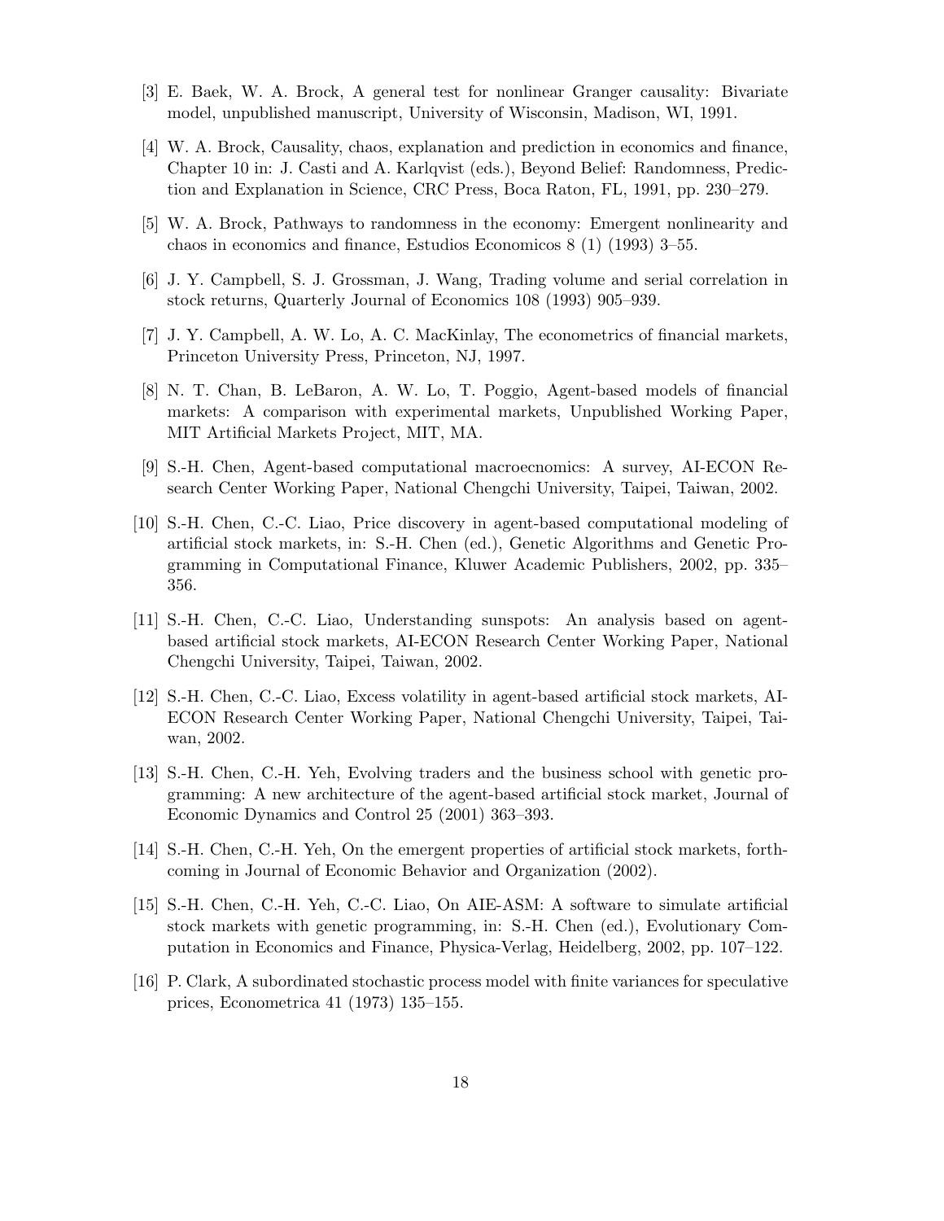[3] E. Baek, W. A. Brock, A general test for nonlinear Granger causality: Bivariate model, unpublished manuscript, University of Wisconsin, Madison, WI, 1991.

[4] W. A. Brock, Causality, chaos, explanation and prediction in economics and finance, Chapter 10 in: J. Casti and A. Karlqvist (eds.), Beyond Belief: Randomness, Prediction and Explanation in Science, CRC Press, Boca Raton, FL, 1991, pp. 230–279.

[5] W. A. Brock, Pathways to randomness in the economy: Emergent nonlinearity and chaos in economics and finance, Estudios Economicos 8 (1) (1993) 3–55.

[6] J. Y. Campbell, S. J. Grossman, J. Wang, Trading volume and serial correlation in stock returns, Quarterly Journal of Economics 108 (1993) 905–939.

[7] J. Y. Campbell, A. W. Lo, A. C. MacKinlay, The econometrics of financial markets, Princeton University Press, Princeton, NJ, 1997.

[8] N. T. Chan, B. LeBaron, A. W. Lo, T. Poggio, Agent-based models of financial markets: A comparison with experimental markets, Unpublished Working Paper, MIT Artificial Markets Project, MIT, MA.

[9] S.-H. Chen, Agent-based computational macroecnomics: A survey, AI-ECON Research Center Working Paper, National Chengchi University, Taipei, Taiwan, 2002.

[10] S.-H. Chen, C.-C. Liao, Price discovery in agent-based computational modeling of artificial stock markets, in: S.-H. Chen (ed.), Genetic Algorithms and Genetic Programming in Computational Finance, Kluwer Academic Publishers, 2002, pp. 335–356.

[11] S.-H. Chen, C.-C. Liao, Understanding sunspots: An analysis based on agent-based artificial stock markets, AI-ECON Research Center Working Paper, National Chengchi University, Taipei, Taiwan, 2002.

[12] S.-H. Chen, C.-C. Liao, Excess volatility in agent-based artificial stock markets, AI-ECON Research Center Working Paper, National Chengchi University, Taipei, Taiwan, 2002.

[13] S.-H. Chen, C.-H. Yeh, Evolving traders and the business school with genetic programming: A new architecture of the agent-based artificial stock market, Journal of Economic Dynamics and Control 25 (2001) 363–393.

[14] S.-H. Chen, C.-H. Yeh, On the emergent properties of artificial stock markets, forthcoming in Journal of Economic Behavior and Organization (2002).

[15] S.-H. Chen, C.-H. Yeh, C.-C. Liao, On AIE-ASM: A software to simulate artificial stock markets with genetic programming, in: S.-H. Chen (ed.), Evolutionary Computation in Economics and Finance, Physica-Verlag, Heidelberg, 2002, pp. 107–122.

[16] P. Clark, A subordinated stochastic process model with finite variances for speculative prices, Econometrica 41 (1973) 135–155.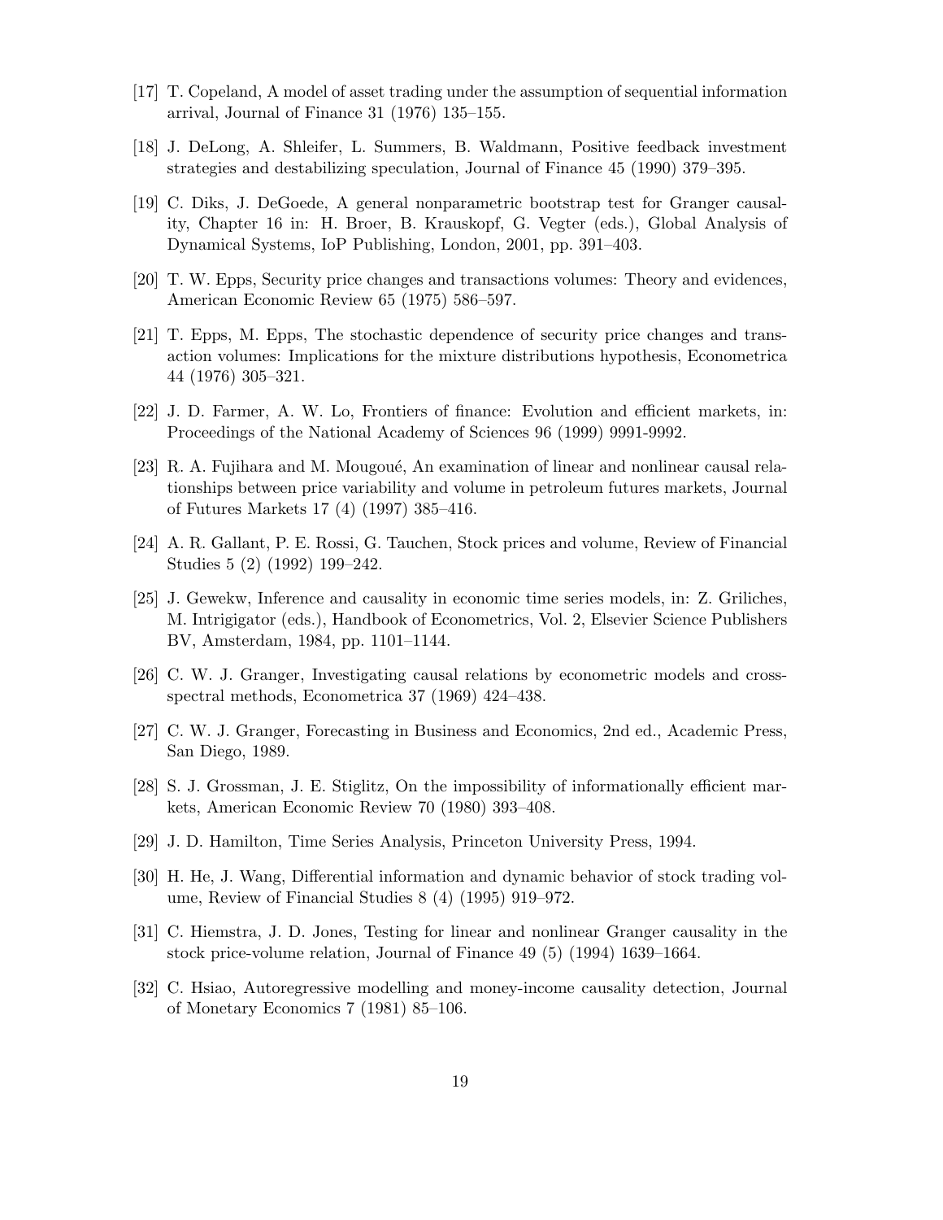[17] T. Copeland, A model of asset trading under the assumption of sequential information arrival, Journal of Finance 31 (1976) 135–155.

[18] J. DeLong, A. Shleifer, L. Summers, B. Waldmann, Positive feedback investment strategies and destabilizing speculation, Journal of Finance 45 (1990) 379–395.

[19] C. Diks, J. DeGoede, A general nonparametric bootstrap test for Granger causality, Chapter 16 in: H. Broer, B. Krauskopf, G. Vegter (eds.), Global Analysis of Dynamical Systems, IoP Publishing, London, 2001, pp. 391–403.

[20] T. W. Epps, Security price changes and transactions volumes: Theory and evidences, American Economic Review 65 (1975) 586–597.

[21] T. Epps, M. Epps, The stochastic dependence of security price changes and transaction volumes: Implications for the mixture distributions hypothesis, Econometrica 44 (1976) 305–321.

[22] J. D. Farmer, A. W. Lo, Frontiers of finance: Evolution and efficient markets, in: Proceedings of the National Academy of Sciences 96 (1999) 9991-9992.

[23] R. A. Fujihara and M. Mougoué, An examination of linear and nonlinear causal relationships between price variability and volume in petroleum futures markets, Journal of Futures Markets 17 (4) (1997) 385–416.

[24] A. R. Gallant, P. E. Rossi, G. Tauchen, Stock prices and volume, Review of Financial Studies 5 (2) (1992) 199–242.

[25] J. Gewekw, Inference and causality in economic time series models, in: Z. Griliches, M. Intrigigator (eds.), Handbook of Econometrics, Vol. 2, Elsevier Science Publishers BV, Amsterdam, 1984, pp. 1101–1144.

[26] C. W. J. Granger, Investigating causal relations by econometric models and cross-spectral methods, Econometrica 37 (1969) 424–438.

[27] C. W. J. Granger, Forecasting in Business and Economics, 2nd ed., Academic Press, San Diego, 1989.

[28] S. J. Grossman, J. E. Stiglitz, On the impossibility of informationally efficient markets, American Economic Review 70 (1980) 393–408.

[29] J. D. Hamilton, Time Series Analysis, Princeton University Press, 1994.

[30] H. He, J. Wang, Differential information and dynamic behavior of stock trading volume, Review of Financial Studies 8 (4) (1995) 919–972.

[31] C. Hiemstra, J. D. Jones, Testing for linear and nonlinear Granger causality in the stock price-volume relation, Journal of Finance 49 (5) (1994) 1639–1664.

[32] C. Hsiao, Autoregressive modelling and money-income causality detection, Journal of Monetary Economics 7 (1981) 85–106.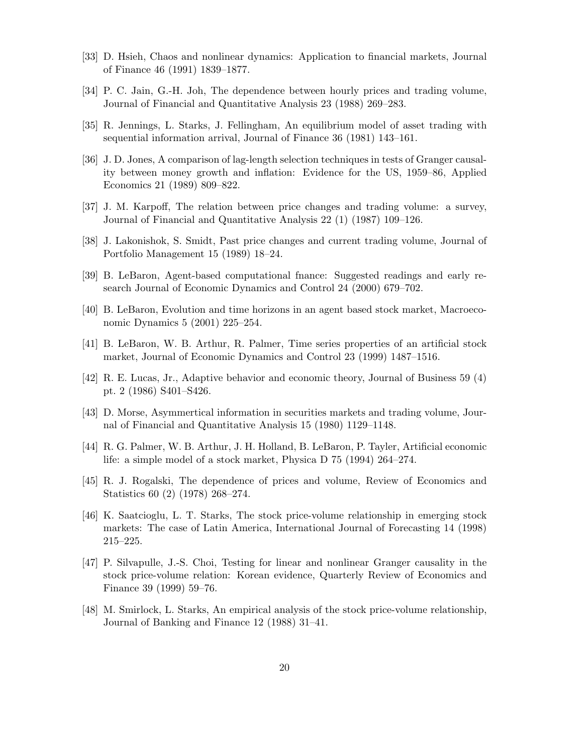[33] D. Hsieh, Chaos and nonlinear dynamics: Application to financial markets, Journal of Finance 46 (1991) 1839–1877.

[34] P. C. Jain, G.-H. Joh, The dependence between hourly prices and trading volume, Journal of Financial and Quantitative Analysis 23 (1988) 269–283.

[35] R. Jennings, L. Starks, J. Fellingham, An equilibrium model of asset trading with sequential information arrival, Journal of Finance 36 (1981) 143–161.

[36] J. D. Jones, A comparison of lag-length selection techniques in tests of Granger causality between money growth and inflation: Evidence for the US, 1959–86, Applied Economics 21 (1989) 809–822.

[37] J. M. Karpoff, The relation between price changes and trading volume: a survey, Journal of Financial and Quantitative Analysis 22 (1) (1987) 109–126.

[38] J. Lakonishok, S. Smidt, Past price changes and current trading volume, Journal of Portfolio Management 15 (1989) 18–24.

[39] B. LeBaron, Agent-based computational fnance: Suggested readings and early research Journal of Economic Dynamics and Control 24 (2000) 679–702.

[40] B. LeBaron, Evolution and time horizons in an agent based stock market, Macroeconomic Dynamics 5 (2001) 225–254.

[41] B. LeBaron, W. B. Arthur, R. Palmer, Time series properties of an artificial stock market, Journal of Economic Dynamics and Control 23 (1999) 1487–1516.

[42] R. E. Lucas, Jr., Adaptive behavior and economic theory, Journal of Business 59 (4) pt. 2 (1986) S401–S426.

[43] D. Morse, Asymmertical information in securities markets and trading volume, Journal of Financial and Quantitative Analysis 15 (1980) 1129–1148.

[44] R. G. Palmer, W. B. Arthur, J. H. Holland, B. LeBaron, P. Tayler, Artificial economic life: a simple model of a stock market, Physica D 75 (1994) 264–274.

[45] R. J. Rogalski, The dependence of prices and volume, Review of Economics and Statistics 60 (2) (1978) 268–274.

[46] K. Saatcioglu, L. T. Starks, The stock price-volume relationship in emerging stock markets: The case of Latin America, International Journal of Forecasting 14 (1998) 215–225.

[47] P. Silvapulle, J.-S. Choi, Testing for linear and nonlinear Granger causality in the stock price-volume relation: Korean evidence, Quarterly Review of Economics and Finance 39 (1999) 59–76.

[48] M. Smirlock, L. Starks, An empirical analysis of the stock price-volume relationship, Journal of Banking and Finance 12 (1988) 31–41.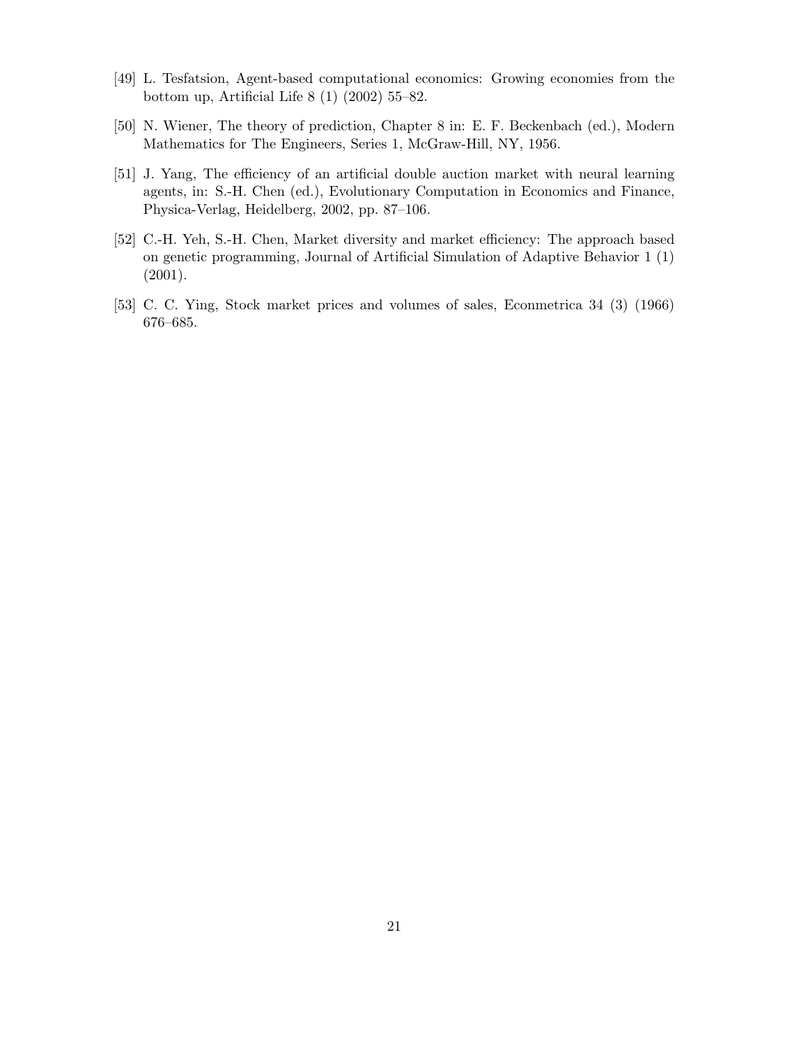[49] L. Tesfatsion, Agent-based computational economics: Growing economies from the bottom up, Artificial Life 8 (1) (2002) 55–82.

[50] N. Wiener, The theory of prediction, Chapter 8 in: E. F. Beckenbach (ed.), Modern Mathematics for The Engineers, Series 1, McGraw-Hill, NY, 1956.

[51] J. Yang, The efficiency of an artificial double auction market with neural learning agents, in: S.-H. Chen (ed.), Evolutionary Computation in Economics and Finance, Physica-Verlag, Heidelberg, 2002, pp. 87–106.

[52] C.-H. Yeh, S.-H. Chen, Market diversity and market efficiency: The approach based on genetic programming, Journal of Artificial Simulation of Adaptive Behavior 1 (1) (2001).

[53] C. C. Ying, Stock market prices and volumes of sales, Econmetrica 34 (3) (1966) 676–685.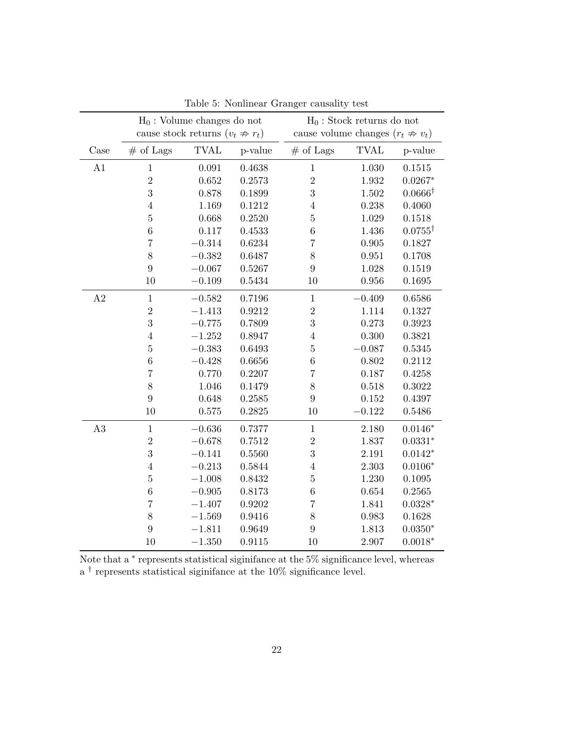Table 5: Nonlinear Granger causality test

| | $H_0$ : Volume changes do not cause stock returns ($v_t \nRightarrow r_t$) | | | $H_0$ : Stock returns do not cause volume changes ($r_t \nRightarrow v_t$) | | |
|---|---|---|---|---|---|---|
| Case | # of Lags | TVAL | p-value | # of Lags | TVAL | p-value |
| A1 | 1 | 0.091 | 0.4638 | 1 | 1.030 | 0.1515 |
| | 2 | 0.652 | 0.2573 | 2 | 1.932 | 0.0267* |
| | 3 | 0.878 | 0.1899 | 3 | 1.502 | 0.0666† |
| | 4 | 1.169 | 0.1212 | 4 | 0.238 | 0.4060 |
| | 5 | 0.668 | 0.2520 | 5 | 1.029 | 0.1518 |
| | 6 | 0.117 | 0.4533 | 6 | 1.436 | 0.0755† |
| | 7 | −0.314 | 0.6234 | 7 | 0.905 | 0.1827 |
| | 8 | −0.382 | 0.6487 | 8 | 0.951 | 0.1708 |
| | 9 | −0.067 | 0.5267 | 9 | 1.028 | 0.1519 |
| | 10 | −0.109 | 0.5434 | 10 | 0.956 | 0.1695 |
| A2 | 1 | −0.582 | 0.7196 | 1 | −0.409 | 0.6586 |
| | 2 | −1.413 | 0.9212 | 2 | 1.114 | 0.1327 |
| | 3 | −0.775 | 0.7809 | 3 | 0.273 | 0.3923 |
| | 4 | −1.252 | 0.8947 | 4 | 0.300 | 0.3821 |
| | 5 | −0.383 | 0.6493 | 5 | −0.087 | 0.5345 |
| | 6 | −0.428 | 0.6656 | 6 | 0.802 | 0.2112 |
| | 7 | 0.770 | 0.2207 | 7 | 0.187 | 0.4258 |
| | 8 | 1.046 | 0.1479 | 8 | 0.518 | 0.3022 |
| | 9 | 0.648 | 0.2585 | 9 | 0.152 | 0.4397 |
| | 10 | 0.575 | 0.2825 | 10 | −0.122 | 0.5486 |
| A3 | 1 | −0.636 | 0.7377 | 1 | 2.180 | 0.0146* |
| | 2 | −0.678 | 0.7512 | 2 | 1.837 | 0.0331* |
| | 3 | −0.141 | 0.5560 | 3 | 2.191 | 0.0142* |
| | 4 | −0.213 | 0.5844 | 4 | 2.303 | 0.0106* |
| | 5 | −1.008 | 0.8432 | 5 | 1.230 | 0.1095 |
| | 6 | −0.905 | 0.8173 | 6 | 0.654 | 0.2565 |
| | 7 | −1.407 | 0.9202 | 7 | 1.841 | 0.0328* |
| | 8 | −1.569 | 0.9416 | 8 | 0.983 | 0.1628 |
| | 9 | −1.811 | 0.9649 | 9 | 1.813 | 0.0350* |
| | 10 | −1.350 | 0.9115 | 10 | 2.907 | 0.0018* |

Note that a * represents statistical siginifance at the 5% significance level, whereas a † represents statistical siginifance at the 10% significance level.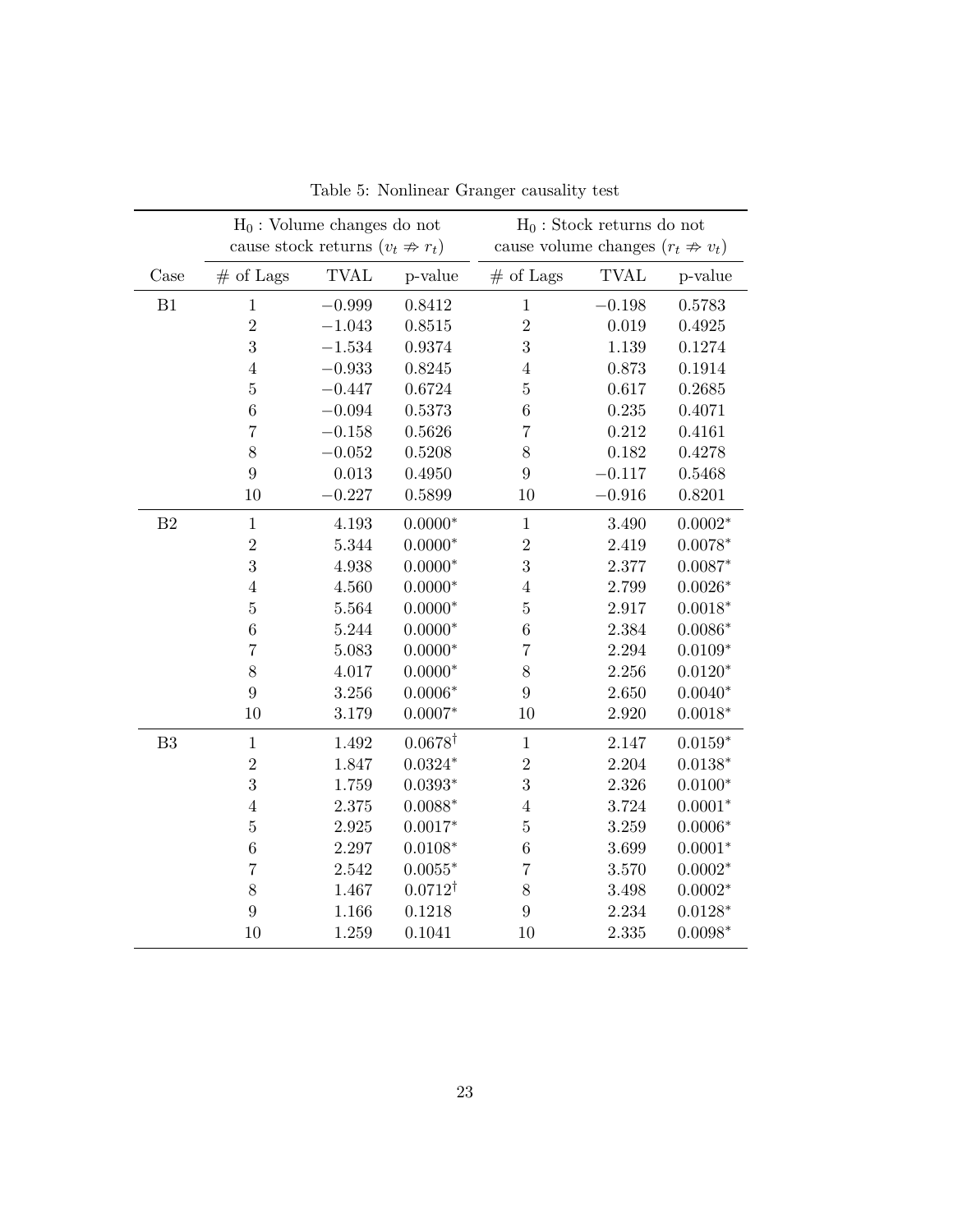Table 5: Nonlinear Granger causality test

| | $H_0$ : Volume changes do not cause stock returns ($v_t \nRightarrow r_t$) | | | $H_0$ : Stock returns do not cause volume changes ($r_t \nRightarrow v_t$) | | |
|---|---|---|---|---|---|---|
| Case | # of Lags | TVAL | p-value | # of Lags | TVAL | p-value |
| B1 | 1 | $-0.999$ | 0.8412 | 1 | $-0.198$ | 0.5783 |
| | 2 | $-1.043$ | 0.8515 | 2 | 0.019 | 0.4925 |
| | 3 | $-1.534$ | 0.9374 | 3 | 1.139 | 0.1274 |
| | 4 | $-0.933$ | 0.8245 | 4 | 0.873 | 0.1914 |
| | 5 | $-0.447$ | 0.6724 | 5 | 0.617 | 0.2685 |
| | 6 | $-0.094$ | 0.5373 | 6 | 0.235 | 0.4071 |
| | 7 | $-0.158$ | 0.5626 | 7 | 0.212 | 0.4161 |
| | 8 | $-0.052$ | 0.5208 | 8 | 0.182 | 0.4278 |
| | 9 | 0.013 | 0.4950 | 9 | $-0.117$ | 0.5468 |
| | 10 | $-0.227$ | 0.5899 | 10 | $-0.916$ | 0.8201 |
| B2 | 1 | 4.193 | $0.0000^*$ | 1 | 3.490 | $0.0002^*$ |
| | 2 | 5.344 | $0.0000^*$ | 2 | 2.419 | $0.0078^*$ |
| | 3 | 4.938 | $0.0000^*$ | 3 | 2.377 | $0.0087^*$ |
| | 4 | 4.560 | $0.0000^*$ | 4 | 2.799 | $0.0026^*$ |
| | 5 | 5.564 | $0.0000^*$ | 5 | 2.917 | $0.0018^*$ |
| | 6 | 5.244 | $0.0000^*$ | 6 | 2.384 | $0.0086^*$ |
| | 7 | 5.083 | $0.0000^*$ | 7 | 2.294 | $0.0109^*$ |
| | 8 | 4.017 | $0.0000^*$ | 8 | 2.256 | $0.0120^*$ |
| | 9 | 3.256 | $0.0006^*$ | 9 | 2.650 | $0.0040^*$ |
| | 10 | 3.179 | $0.0007^*$ | 10 | 2.920 | $0.0018^*$ |
| B3 | 1 | 1.492 | $0.0678^\dagger$ | 1 | 2.147 | $0.0159^*$ |
| | 2 | 1.847 | $0.0324^*$ | 2 | 2.204 | $0.0138^*$ |
| | 3 | 1.759 | $0.0393^*$ | 3 | 2.326 | $0.0100^*$ |
| | 4 | 2.375 | $0.0088^*$ | 4 | 3.724 | $0.0001^*$ |
| | 5 | 2.925 | $0.0017^*$ | 5 | 3.259 | $0.0006^*$ |
| | 6 | 2.297 | $0.0108^*$ | 6 | 3.699 | $0.0001^*$ |
| | 7 | 2.542 | $0.0055^*$ | 7 | 3.570 | $0.0002^*$ |
| | 8 | 1.467 | $0.0712^\dagger$ | 8 | 3.498 | $0.0002^*$ |
| | 9 | 1.166 | 0.1218 | 9 | 2.234 | $0.0128^*$ |
| | 10 | 1.259 | 0.1041 | 10 | 2.335 | $0.0098^*$ |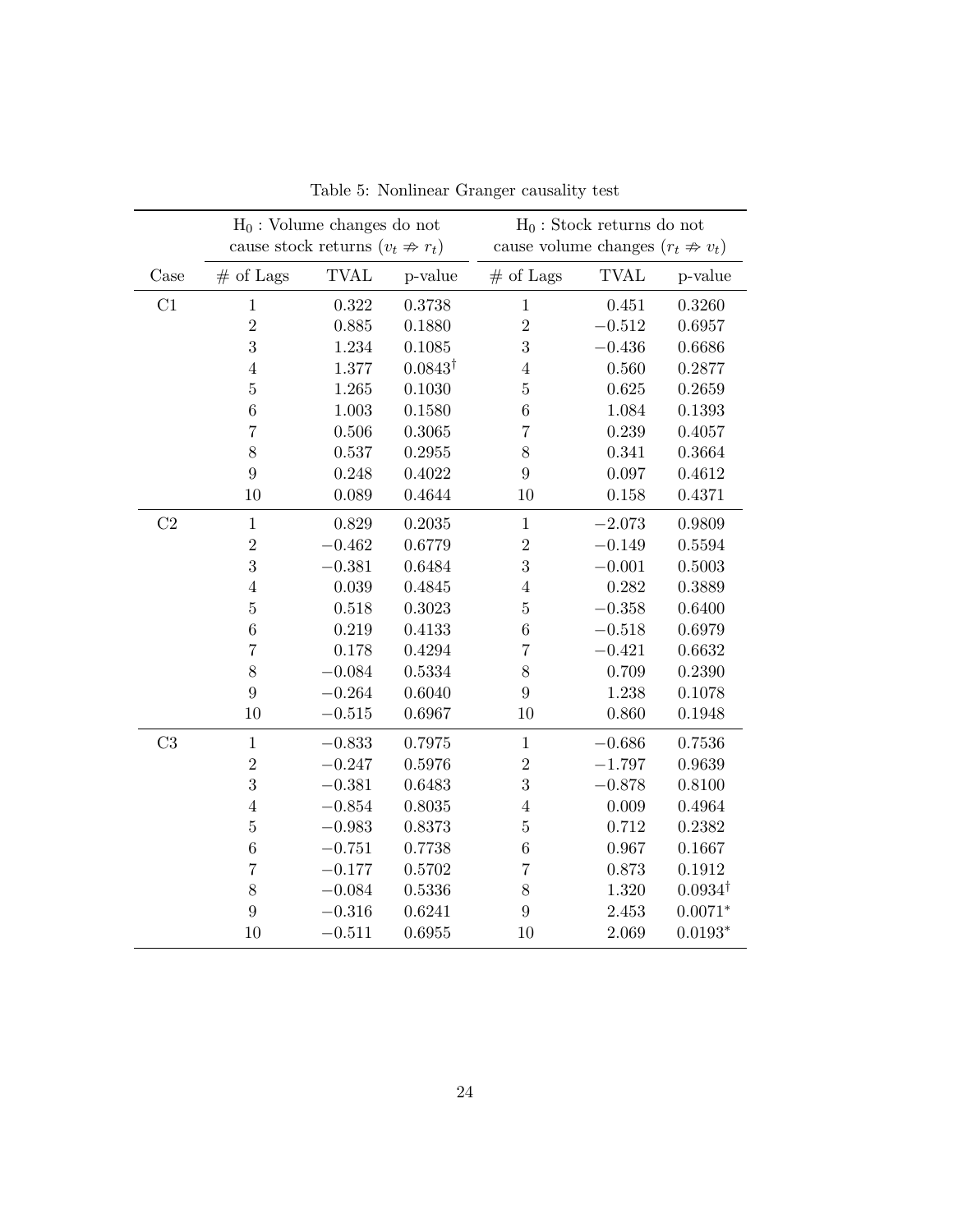Table 5: Nonlinear Granger causality test

| | $H_0$ : Volume changes do not cause stock returns ($v_t \nRightarrow r_t$) | | | $H_0$ : Stock returns do not cause volume changes ($r_t \nRightarrow v_t$) | | |
|---|---|---|---|---|---|---|
| Case | # of Lags | TVAL | p-value | # of Lags | TVAL | p-value |
| C1 | 1 | 0.322 | 0.3738 | 1 | 0.451 | 0.3260 |
| | 2 | 0.885 | 0.1880 | 2 | −0.512 | 0.6957 |
| | 3 | 1.234 | 0.1085 | 3 | −0.436 | 0.6686 |
| | 4 | 1.377 | $0.0843^{\dagger}$ | 4 | 0.560 | 0.2877 |
| | 5 | 1.265 | 0.1030 | 5 | 0.625 | 0.2659 |
| | 6 | 1.003 | 0.1580 | 6 | 1.084 | 0.1393 |
| | 7 | 0.506 | 0.3065 | 7 | 0.239 | 0.4057 |
| | 8 | 0.537 | 0.2955 | 8 | 0.341 | 0.3664 |
| | 9 | 0.248 | 0.4022 | 9 | 0.097 | 0.4612 |
| | 10 | 0.089 | 0.4644 | 10 | 0.158 | 0.4371 |
| C2 | 1 | 0.829 | 0.2035 | 1 | −2.073 | 0.9809 |
| | 2 | −0.462 | 0.6779 | 2 | −0.149 | 0.5594 |
| | 3 | −0.381 | 0.6484 | 3 | −0.001 | 0.5003 |
| | 4 | 0.039 | 0.4845 | 4 | 0.282 | 0.3889 |
| | 5 | 0.518 | 0.3023 | 5 | −0.358 | 0.6400 |
| | 6 | 0.219 | 0.4133 | 6 | −0.518 | 0.6979 |
| | 7 | 0.178 | 0.4294 | 7 | −0.421 | 0.6632 |
| | 8 | −0.084 | 0.5334 | 8 | 0.709 | 0.2390 |
| | 9 | −0.264 | 0.6040 | 9 | 1.238 | 0.1078 |
| | 10 | −0.515 | 0.6967 | 10 | 0.860 | 0.1948 |
| C3 | 1 | −0.833 | 0.7975 | 1 | −0.686 | 0.7536 |
| | 2 | −0.247 | 0.5976 | 2 | −1.797 | 0.9639 |
| | 3 | −0.381 | 0.6483 | 3 | −0.878 | 0.8100 |
| | 4 | −0.854 | 0.8035 | 4 | 0.009 | 0.4964 |
| | 5 | −0.983 | 0.8373 | 5 | 0.712 | 0.2382 |
| | 6 | −0.751 | 0.7738 | 6 | 0.967 | 0.1667 |
| | 7 | −0.177 | 0.5702 | 7 | 0.873 | 0.1912 |
| | 8 | −0.084 | 0.5336 | 8 | 1.320 | $0.0934^{\dagger}$ |
| | 9 | −0.316 | 0.6241 | 9 | 2.453 | $0.0071^{*}$ |
| | 10 | −0.511 | 0.6955 | 10 | 2.069 | $0.0193^{*}$ |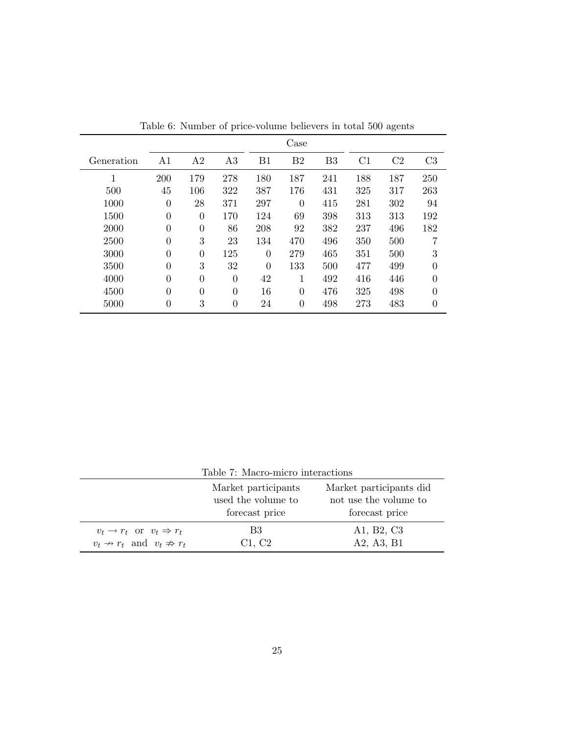Table 6: Number of price-volume believers in total 500 agents

| | Case | | | | | | | | |
|---|---|---|---|---|---|---|---|---|---|
| Generation | A1 | A2 | A3 | B1 | B2 | B3 | C1 | C2 | C3 |
| 1 | 200 | 179 | 278 | 180 | 187 | 241 | 188 | 187 | 250 |
| 500 | 45 | 106 | 322 | 387 | 176 | 431 | 325 | 317 | 263 |
| 1000 | 0 | 28 | 371 | 297 | 0 | 415 | 281 | 302 | 94 |
| 1500 | 0 | 0 | 170 | 124 | 69 | 398 | 313 | 313 | 192 |
| 2000 | 0 | 0 | 86 | 208 | 92 | 382 | 237 | 496 | 182 |
| 2500 | 0 | 3 | 23 | 134 | 470 | 496 | 350 | 500 | 7 |
| 3000 | 0 | 0 | 125 | 0 | 279 | 465 | 351 | 500 | 3 |
| 3500 | 0 | 3 | 32 | 0 | 133 | 500 | 477 | 499 | 0 |
| 4000 | 0 | 0 | 0 | 42 | 1 | 492 | 416 | 446 | 0 |
| 4500 | 0 | 0 | 0 | 16 | 0 | 476 | 325 | 498 | 0 |
| 5000 | 0 | 3 | 0 | 24 | 0 | 498 | 273 | 483 | 0 |

Table 7: Macro-micro interactions

| | Market participants used the volume to forecast price | Market participants did not use the volume to forecast price |
|---|---|---|
| $v_t \rightarrow r_t$ or $v_t \Rightarrow r_t$ | B3 | A1, B2, C3 |
| $v_t \nrightarrow r_t$ and $v_t \nRightarrow r_t$ | C1, C2 | A2, A3, B1 |